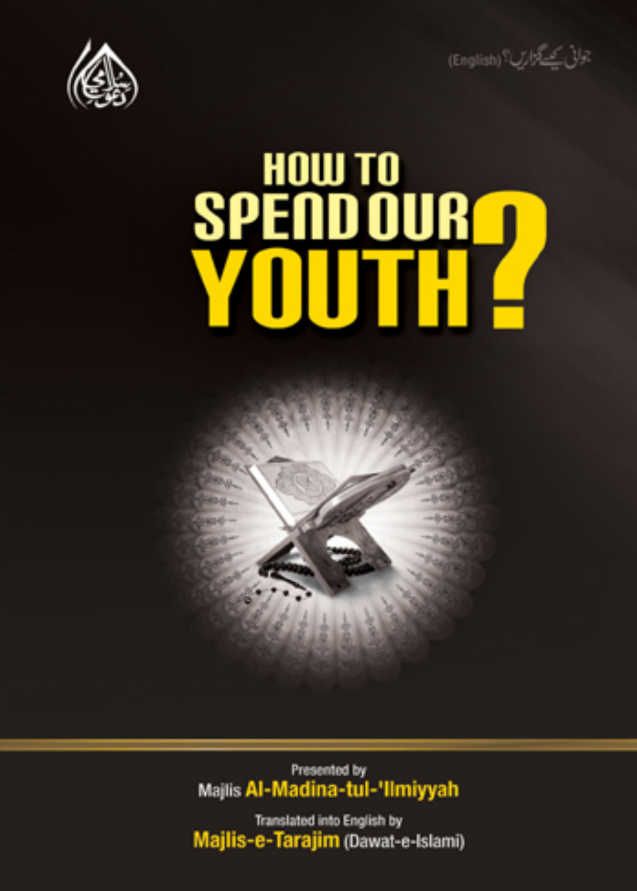جوانی کیسے گزاریں؟ (English)

# HOW TO SPEND OUR YOUTH?

Presented by

Majlis **Al-Madina-tul-'Ilmiyyah**

Translated into English by

**Majlis-e-Tarajim** (Dawat-e-Islami)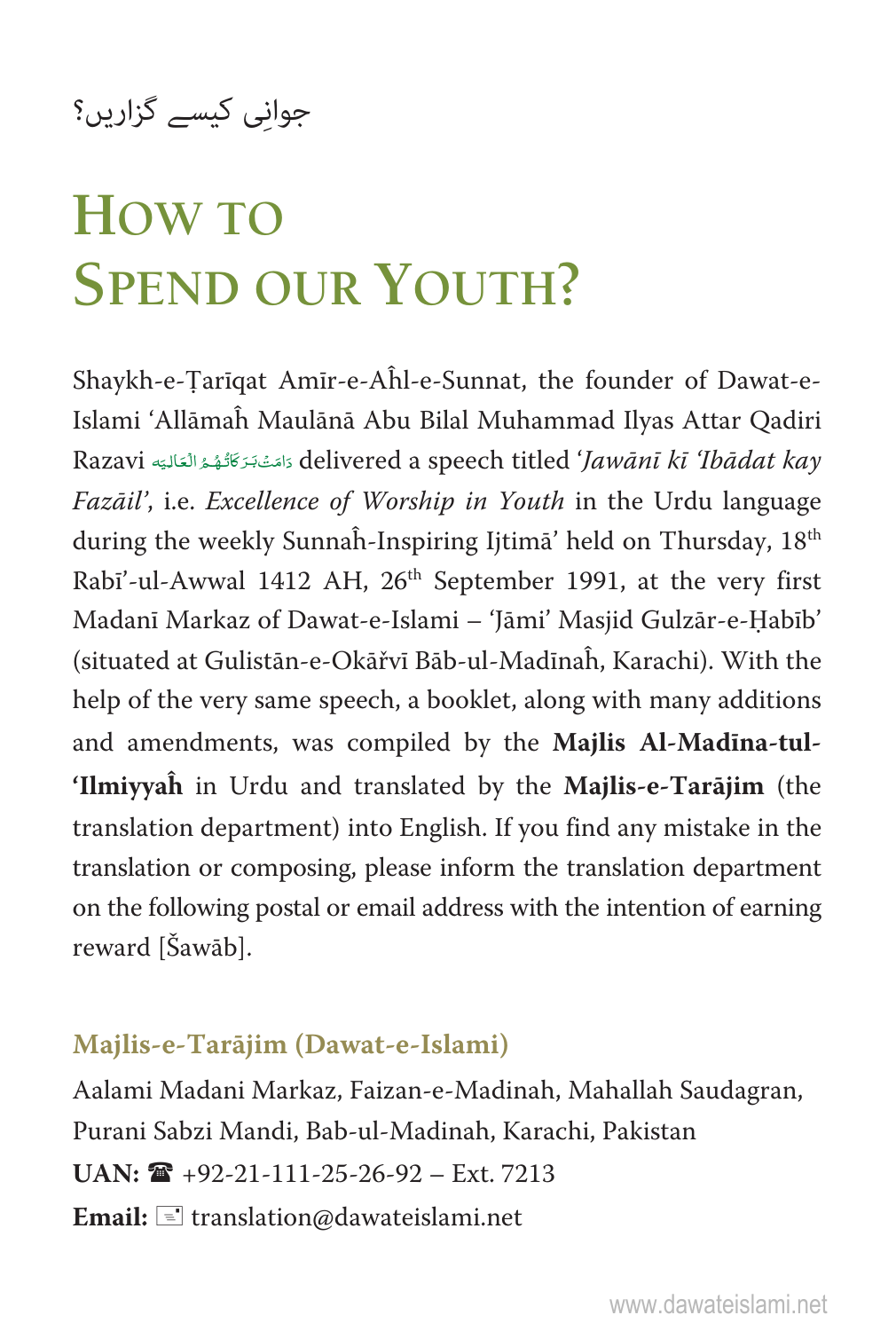جوانی کیسے گزاریں؟

# How to Spend our Youth?

Shaykh-e-Ṭarīqat Amīr-e-Aĥl-e-Sunnat, the founder of Dawat-e-Islami 'Allāmaĥ Maulānā Abu Bilal Muhammad Ilyas Attar Qadiri Razavi دَامَتْ بَرَكَاتُهُمُ الْعَالِيَه delivered a speech titled '*Jawānī kī 'Ibādat kay Fazāil*', i.e. *Excellence of Worship in Youth* in the Urdu language during the weekly Sunnaĥ-Inspiring Ijtimā' held on Thursday, 18th Rabī'-ul-Awwal 1412 AH, 26th September 1991, at the very first Madanī Markaz of Dawat-e-Islami – 'Jāmi' Masjid Gulzār-e-Ḥabīb' (situated at Gulistān-e-Okāřvī Bāb-ul-Madīnaĥ, Karachi). With the help of the very same speech, a booklet, along with many additions and amendments, was compiled by the **Majlis Al-Madīna-tul-'Ilmiyyaĥ** in Urdu and translated by the **Majlis-e-Tarājim** (the translation department) into English. If you find any mistake in the translation or composing, please inform the translation department on the following postal or email address with the intention of earning reward [Šawāb].

**Majlis-e-Tarājim (Dawat-e-Islami)**

Aalami Madani Markaz, Faizan-e-Madinah, Mahallah Saudagran, Purani Sabzi Mandi, Bab-ul-Madinah, Karachi, Pakistan

**UAN:** ☎ +92-21-111-25-26-92 – Ext. 7213

**Email:** translation@dawateislami.net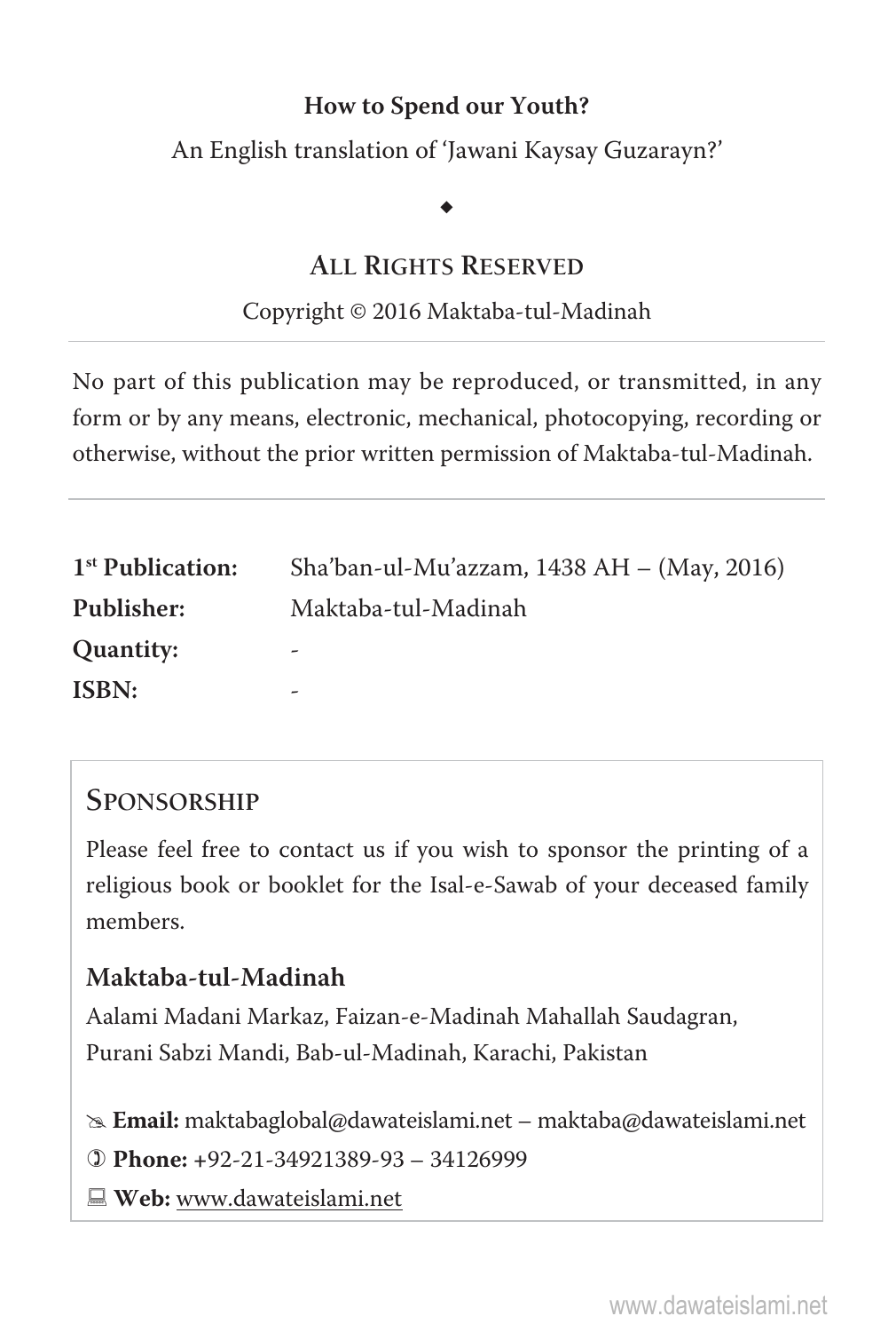**How to Spend our Youth?**

An English translation of 'Jawani Kaysay Guzarayn?'

◆

## ALL RIGHTS RESERVED

Copyright © 2016 Maktaba-tul-Madinah

---

No part of this publication may be reproduced, or transmitted, in any form or by any means, electronic, mechanical, photocopying, recording or otherwise, without the prior written permission of Maktaba-tul-Madinah.

---

| | |
|---|---|
| **1st Publication:** | Sha'ban-ul-Mu'azzam, 1438 AH – (May, 2016) |
| **Publisher:** | Maktaba-tul-Madinah |
| **Quantity:** | - |
| **ISBN:** | - |

## SPONSORSHIP

Please feel free to contact us if you wish to sponsor the printing of a religious book or booklet for the Isal-e-Sawab of your deceased family members.

**Maktaba-tul-Madinah**

Aalami Madani Markaz, Faizan-e-Madinah Mahallah Saudagran,
Purani Sabzi Mandi, Bab-ul-Madinah, Karachi, Pakistan

✉ **Email:** maktabaglobal@dawateislami.net – maktaba@dawateislami.net

☎ **Phone:** +92-21-34921389-93 – 34126999

💻 **Web:** www.dawateislami.net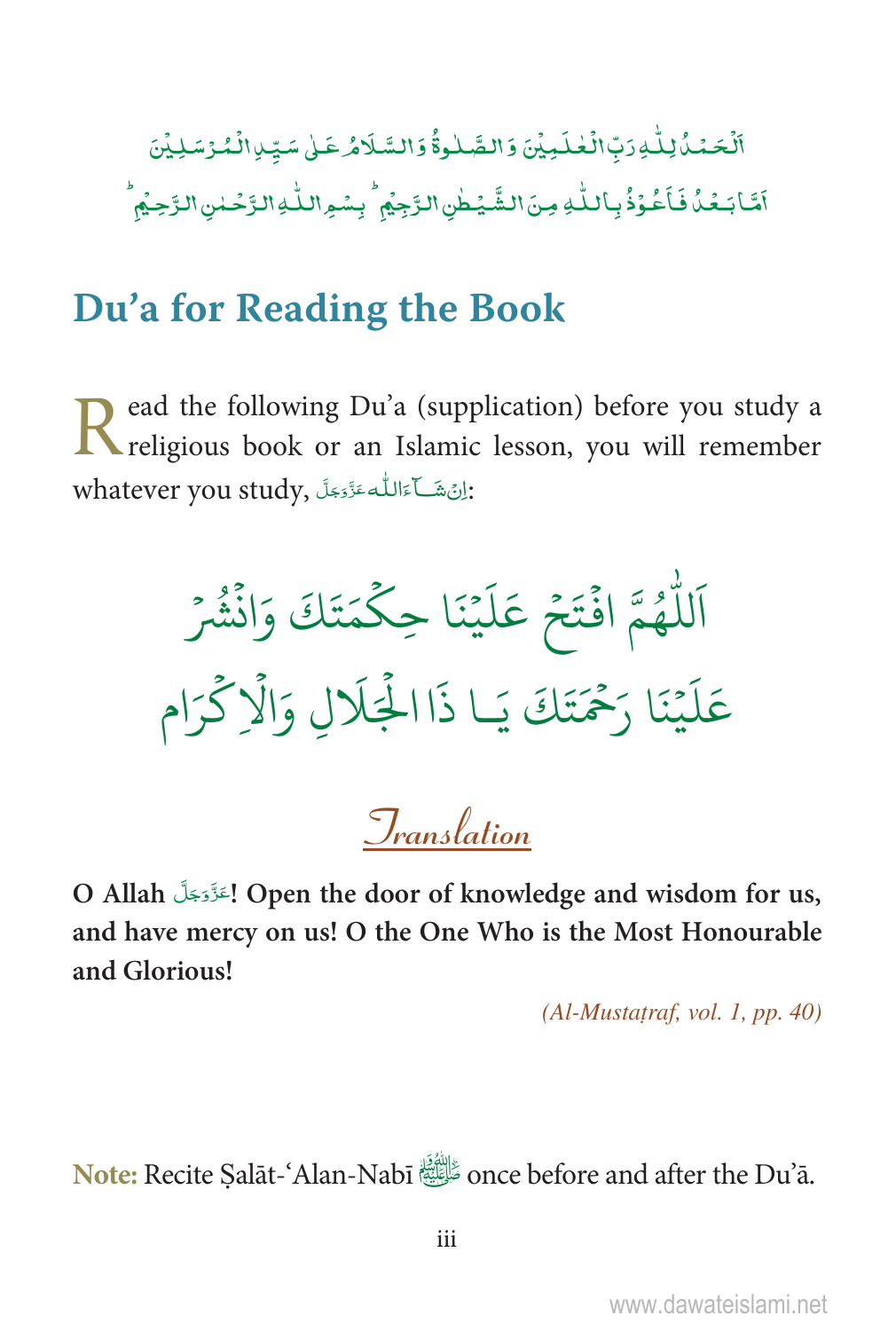اَلْحَمْدُ لِلّٰهِ رَبِّ الْعٰلَمِيْنَ وَ الصَّلٰوةُ وَ السَّلَامُ عَلٰى سَيِّدِ الْمُرْسَلِيْنَ

اَمَّا بَعْدُ فَاَعُوْذُ بِاللّٰهِ مِنَ الشَّيْطٰنِ الرَّجِيْمِ ط بِسْمِ اللّٰهِ الرَّحْمٰنِ الرَّحِيْمِ ط

## Du'a for Reading the Book

Read the following Du'a (supplication) before you study a religious book or an Islamic lesson, you will remember whatever you study, اِنْ شَآءَ اللّٰه عَزَّوَجَلَّ:

اَللّٰهُمَّ افْتَحْ عَلَيْنَا حِكْمَتَكَ وَانْشُرْ عَلَيْنَا رَحْمَتَكَ يَا ذَاالْجَلَالِ وَالْاِكْرَام

### Translation

**O Allah عَزَّوَجَلَّ! Open the door of knowledge and wisdom for us, and have mercy on us! O the One Who is the Most Honourable and Glorious!**

*(Al-Mustaṭraf, vol. 1, pp. 40)*

**Note:** Recite Ṣalāt-'Alan-Nabī ﷺ once before and after the Du'ā.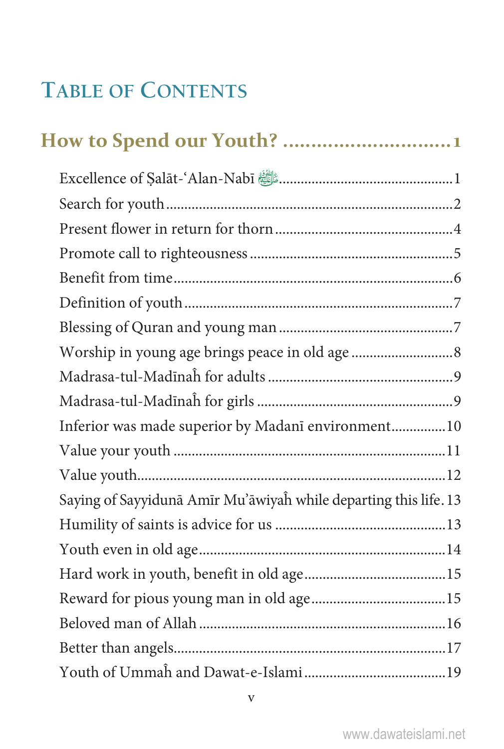# Table of Contents

## How to Spend our Youth? ............................ 1

Excellence of Ṣalāt-'Alan-Nabī ﷺ ............................ 1
Search for youth ............................ 2
Present flower in return for thorn ............................ 4
Promote call to righteousness ............................ 5
Benefit from time ............................ 6
Definition of youth ............................ 7
Blessing of Quran and young man ............................ 7
Worship in young age brings peace in old age ............................ 8
Madrasa-tul-Madīnaĥ for adults ............................ 9
Madrasa-tul-Madīnaĥ for girls ............................ 9
Inferior was made superior by Madanī environment ............................ 10
Value your youth ............................ 11
Value youth ............................ 12
Saying of Sayyidunā Amīr Mu'āwiyaĥ while departing this life ............................ 13
Humility of saints is advice for us ............................ 13
Youth even in old age ............................ 14
Hard work in youth, benefit in old age ............................ 15
Reward for pious young man in old age ............................ 15
Beloved man of Allah ............................ 16
Better than angels ............................ 17
Youth of Ummaĥ and Dawat-e-Islami ............................ 19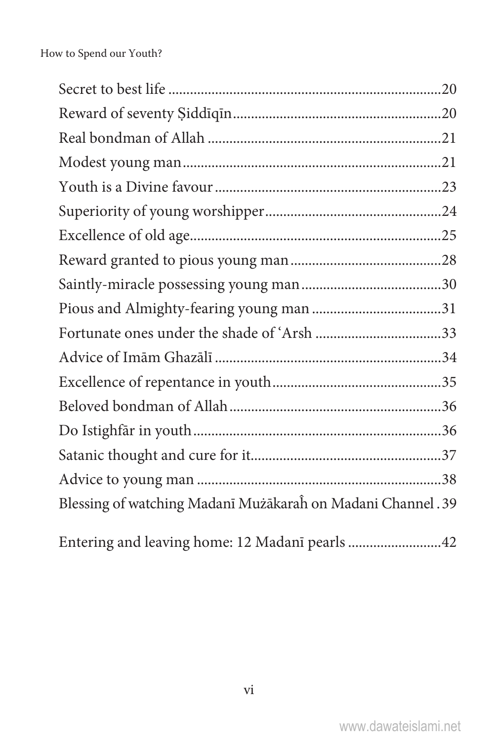Secret to best life ............................................................................20
Reward of seventy Ṣiddīqīn..........................................................20
Real bondman of Allah ..................................................................21
Modest young man........................................................................21
Youth is a Divine favour ...............................................................23
Superiority of young worshipper...................................................24
Excellence of old age......................................................................25
Reward granted to pious young man ...........................................28
Saintly-miracle possessing young man .......................................30
Pious and Almighty-fearing young man .....................................31
Fortunate ones under the shade of ʿArsh ....................................33
Advice of Imām Ghazālī ...............................................................34
Excellence of repentance in youth................................................35
Beloved bondman of Allah............................................................36
Do Istighfār in youth......................................................................36
Satanic thought and cure for it......................................................37
Advice to young man ....................................................................38
Blessing of watching Madanī Mużākaraĥ on Madani Channel . 39

Entering and leaving home: 12 Madanī pearls ..........................42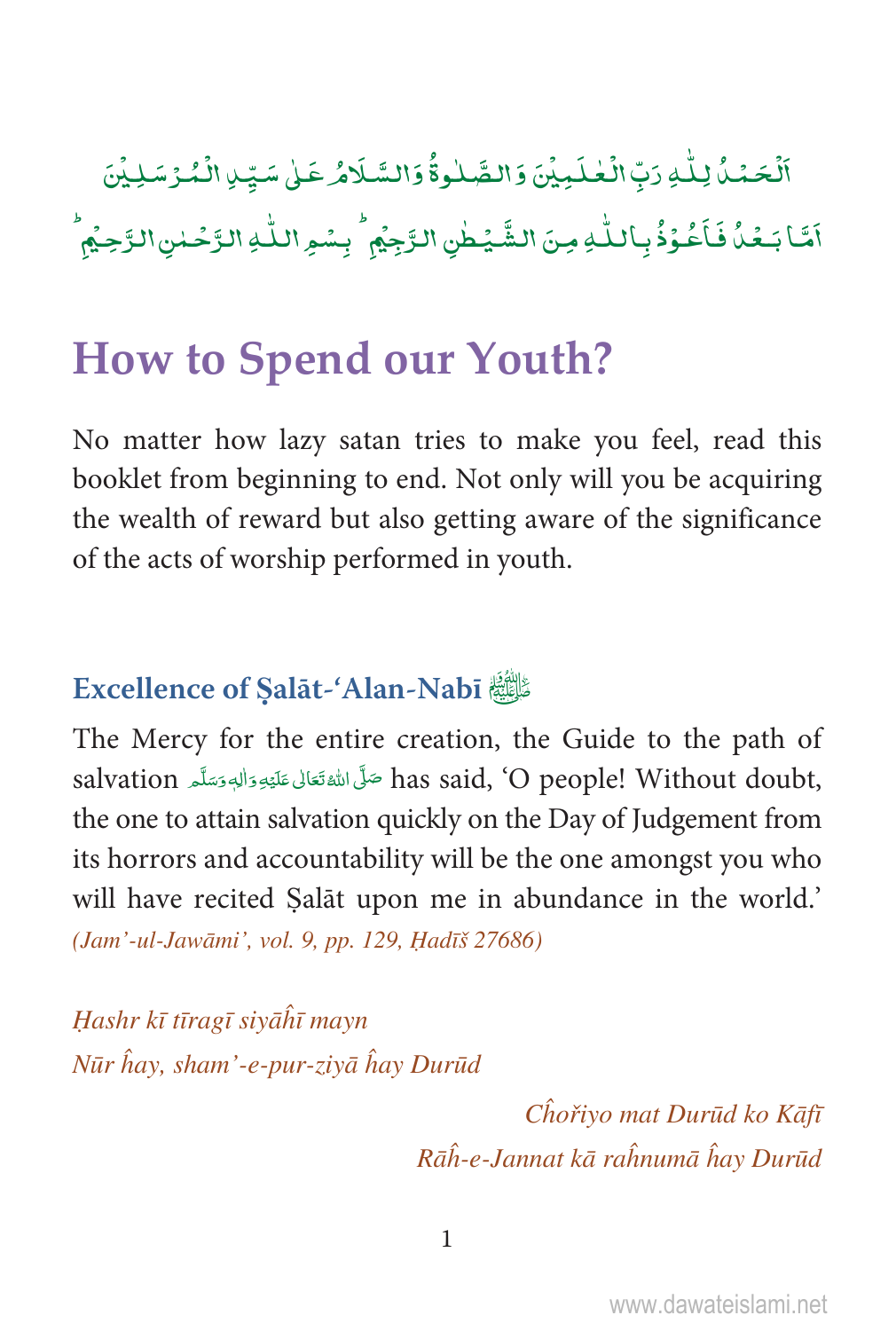اَلْحَمْدُ لِلّٰهِ رَبِّ الْعٰلَمِیْنَ وَ الصَّلٰوةُ وَالسَّلَامُ عَلٰی سَیِّدِ الْمُرْسَلِیْنَ

اَمَّا بَعْدُ فَاَعُوْذُ بِاللّٰهِ مِنَ الشَّیْطٰنِ الرَّجِیْمِ ؕ بِسْمِ اللّٰهِ الرَّحْمٰنِ الرَّحِیْمِ ؕ

# How to Spend our Youth?

No matter how lazy satan tries to make you feel, read this booklet from beginning to end. Not only will you be acquiring the wealth of reward but also getting aware of the significance of the acts of worship performed in youth.

## Excellence of Ṣalāt-'Alan-Nabī ﷺ

The Mercy for the entire creation, the Guide to the path of salvation صَلَّى اللهُ تَعَالٰى عَلَيْهِ وَاٰلِهٖ وَسَلَّم has said, 'O people! Without doubt, the one to attain salvation quickly on the Day of Judgement from its horrors and accountability will be the one amongst you who will have recited Ṣalāt upon me in abundance in the world.' *(Jam'-ul-Jawāmi', vol. 9, pp. 129, Ḥadīš 27686)*

*Ḥashr kī tīragī siyāĥī mayn*
*Nūr ĥay, sham'-e-pur-ziyā ĥay Durūd*

*Ĉhořiyo mat Durūd ko Kāfī*
*Rāĥ-e-Jannat kā raĥnumā ĥay Durūd*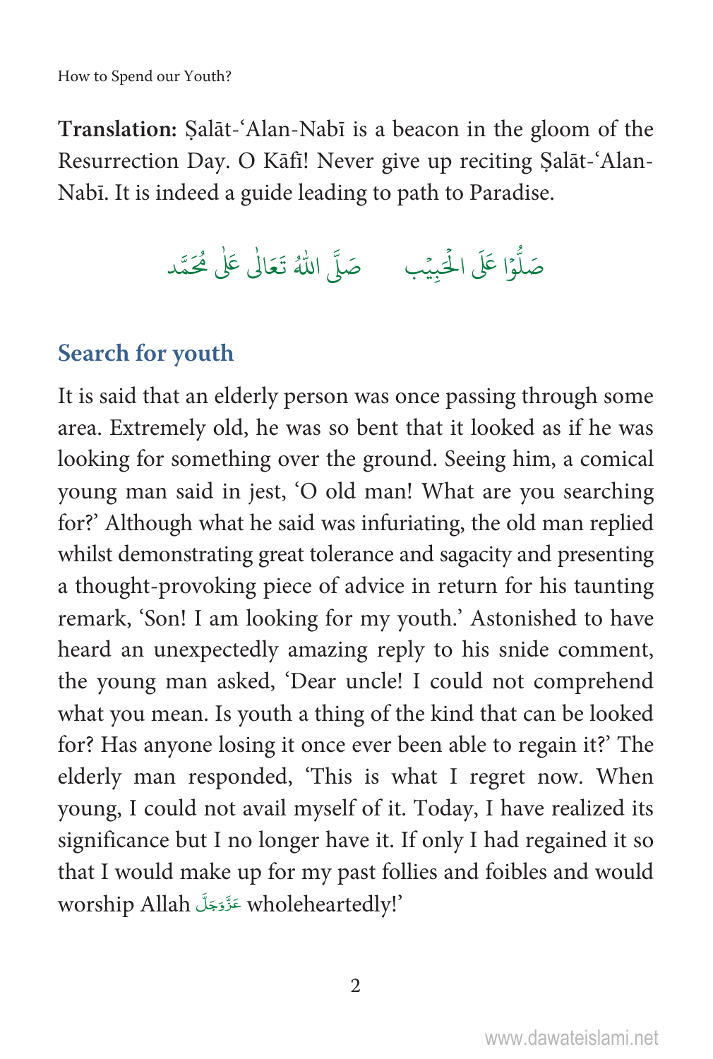**Translation:** Ṣalāt-'Alan-Nabī is a beacon in the gloom of the Resurrection Day. O Kāfī! Never give up reciting Ṣalāt-'Alan-Nabī. It is indeed a guide leading to path to Paradise.

صَلُّوْا عَلَى الْحَبِيْب     صَلَّى اللّٰهُ تَعَالٰى عَلٰى مُحَمَّد

## Search for youth

It is said that an elderly person was once passing through some area. Extremely old, he was so bent that it looked as if he was looking for something over the ground. Seeing him, a comical young man said in jest, 'O old man! What are you searching for?' Although what he said was infuriating, the old man replied whilst demonstrating great tolerance and sagacity and presenting a thought-provoking piece of advice in return for his taunting remark, 'Son! I am looking for my youth.' Astonished to have heard an unexpectedly amazing reply to his snide comment, the young man asked, 'Dear uncle! I could not comprehend what you mean. Is youth a thing of the kind that can be looked for? Has anyone losing it once ever been able to regain it?' The elderly man responded, 'This is what I regret now. When young, I could not avail myself of it. Today, I have realized its significance but I no longer have it. If only I had regained it so that I would make up for my past follies and foibles and would worship Allah عَزَّوَجَلَّ wholeheartedly!'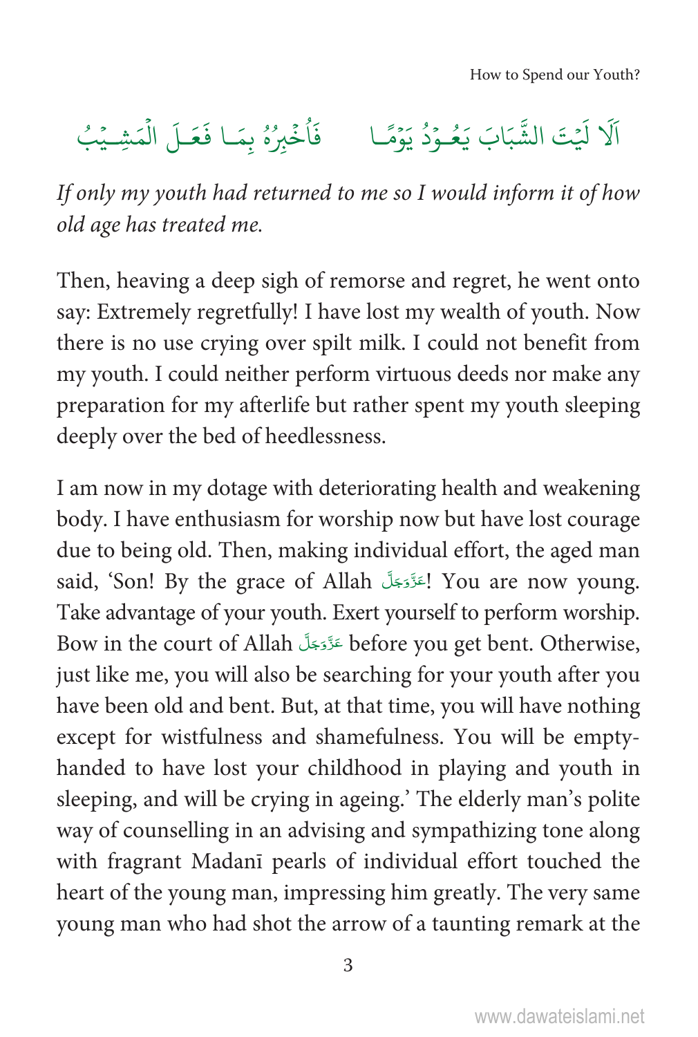اَلَا لَيْتَ الشَّبَابَ يَعُــوْدُ يَوْمًــا　　　فَاُخْبِرُهُ بِمَــا فَعَــلَ الْمَشِـيْبُ

*If only my youth had returned to me so I would inform it of how old age has treated me.*

Then, heaving a deep sigh of remorse and regret, he went onto say: Extremely regretfully! I have lost my wealth of youth. Now there is no use crying over spilt milk. I could not benefit from my youth. I could neither perform virtuous deeds nor make any preparation for my afterlife but rather spent my youth sleeping deeply over the bed of heedlessness.

I am now in my dotage with deteriorating health and weakening body. I have enthusiasm for worship now but have lost courage due to being old. Then, making individual effort, the aged man said, 'Son! By the grace of Allah عَزَّوَجَلَّ! You are now young. Take advantage of your youth. Exert yourself to perform worship. Bow in the court of Allah عَزَّوَجَلَّ before you get bent. Otherwise, just like me, you will also be searching for your youth after you have been old and bent. But, at that time, you will have nothing except for wistfulness and shamefulness. You will be empty-handed to have lost your childhood in playing and youth in sleeping, and will be crying in ageing.' The elderly man's polite way of counselling in an advising and sympathizing tone along with fragrant Madanī pearls of individual effort touched the heart of the young man, impressing him greatly. The very same young man who had shot the arrow of a taunting remark at the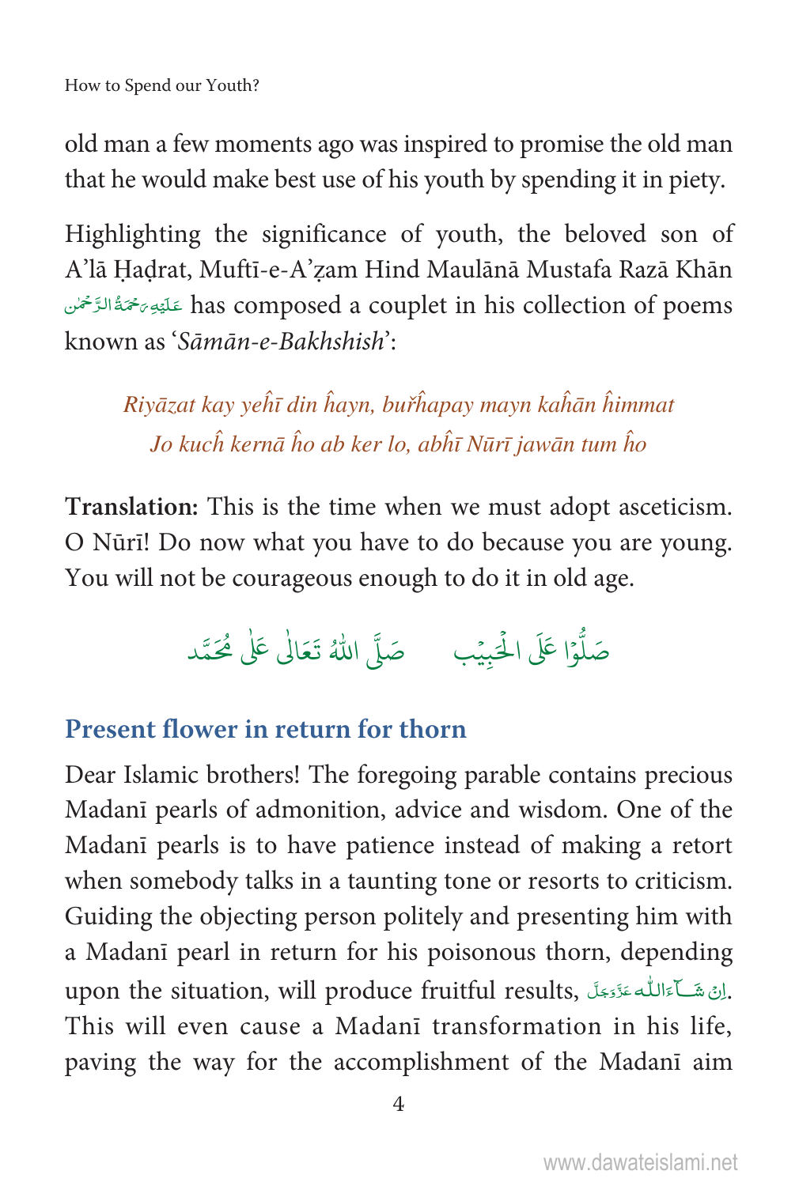old man a few moments ago was inspired to promise the old man that he would make best use of his youth by spending it in piety.

Highlighting the significance of youth, the beloved son of A'lā Ḥaḍrat, Muftī-e-A'ẓam Hind Maulānā Mustafa Razā Khān عَلَيْهِ رَحْمَةُ الرَّحْمٰن has composed a couplet in his collection of poems known as '*Sāmān-e-Bakhshish*':

*Riyāzat kay yeĥī din ĥayn, buřĥapay mayn kaĥān ĥimmat*
*Jo kucĥ kernā ĥo ab ker lo, abĥī Nūrī jawān tum ĥo*

**Translation:** This is the time when we must adopt asceticism. O Nūrī! Do now what you have to do because you are young. You will not be courageous enough to do it in old age.

صَلُّوْا عَلَى الْحَبِيْب     صَلَّى اللهُ تَعَالٰى عَلٰى مُحَمَّد

## Present flower in return for thorn

Dear Islamic brothers! The foregoing parable contains precious Madanī pearls of admonition, advice and wisdom. One of the Madanī pearls is to have patience instead of making a retort when somebody talks in a taunting tone or resorts to criticism. Guiding the objecting person politely and presenting him with a Madanī pearl in return for his poisonous thorn, depending upon the situation, will produce fruitful results, اِنْ شَآءَاللّٰه عَزَّوَجَلَّ. This will even cause a Madanī transformation in his life, paving the way for the accomplishment of the Madanī aim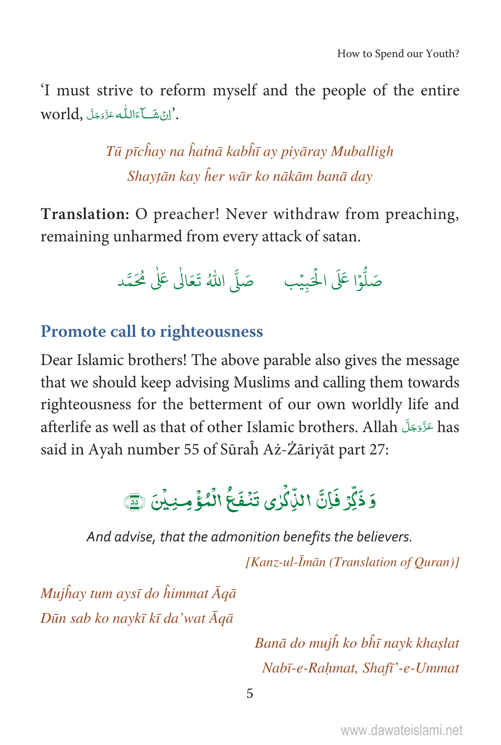'I must strive to reform myself and the people of the entire world, اِنْ شَآءَاللّٰہ عَزَّوَجَلَّ'.

*Tū pīcĥay na ĥaṫnā kabĥī ay piyāray Muballigh*
*Shayṭān kay ĥer wār ko nākām banā day*

**Translation:** O preacher! Never withdraw from preaching, remaining unharmed from every attack of satan.

صَلُّوْا عَلَى الْحَبِيْب     صَلَّى اللّٰهُ تَعَالٰى عَلٰى مُحَمَّد

## Promote call to righteousness

Dear Islamic brothers! The above parable also gives the message that we should keep advising Muslims and calling them towards righteousness for the betterment of our own worldly life and afterlife as well as that of other Islamic brothers. Allah عَزَّوَجَلَّ has said in Ayah number 55 of Sūraĥ Aż-Żāriyāt part 27:

وَ ذَكِّرْ فَاِنَّ الذِّكْرٰى تَنْفَعُ الْمُؤْمِنِيْنَ ﴿۵۵﴾

*And advise, that the admonition benefits the believers.*

*[Kanz-ul-Īmān (Translation of Quran)]*

*Mujĥay tum aysī do ĥimmat Āqā*
*Dūn sab ko naykī kī da'wat Āqā*

*Banā do mujĥ ko bĥī nayk khaṣlat*
*Nabī-e-Raḥmat, Shafī'-e-Ummat*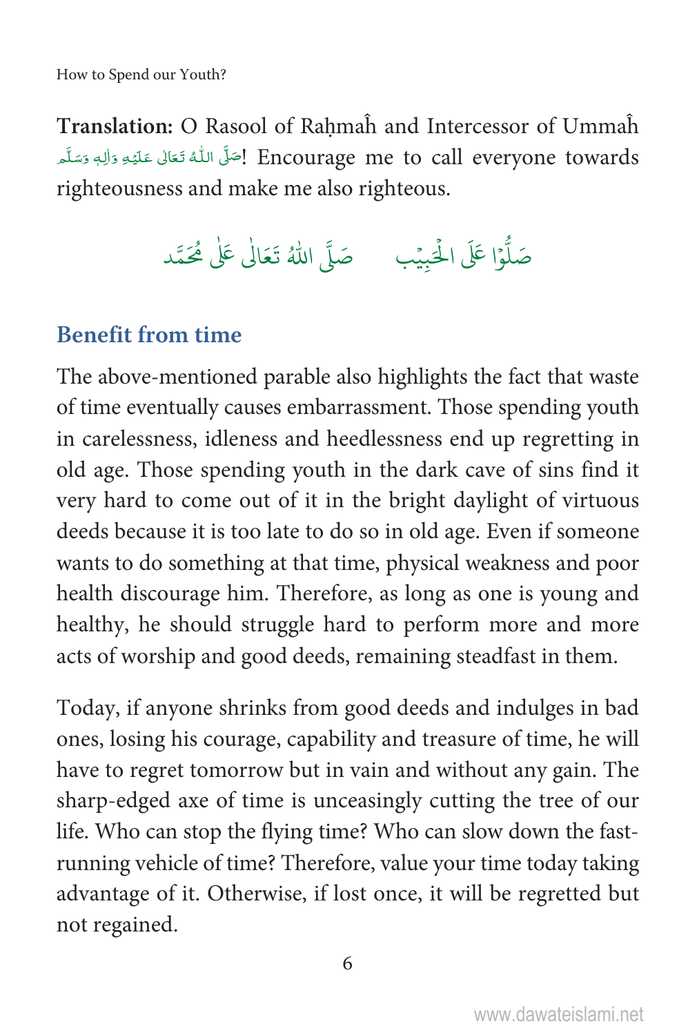**Translation:** O Rasool of Raḥmaĥ and Intercessor of Ummaĥ صَلَّى اللّٰهُ تَعَالٰى عَلَيْهِ وَاٰلِهٖ وَسَلَّم! Encourage me to call everyone towards righteousness and make me also righteous.

صَلُّوْا عَلَى الْحَبِيْب صَلَّى اللّٰهُ تَعَالٰى عَلٰى مُحَمَّد

## Benefit from time

The above-mentioned parable also highlights the fact that waste of time eventually causes embarrassment. Those spending youth in carelessness, idleness and heedlessness end up regretting in old age. Those spending youth in the dark cave of sins find it very hard to come out of it in the bright daylight of virtuous deeds because it is too late to do so in old age. Even if someone wants to do something at that time, physical weakness and poor health discourage him. Therefore, as long as one is young and healthy, he should struggle hard to perform more and more acts of worship and good deeds, remaining steadfast in them.

Today, if anyone shrinks from good deeds and indulges in bad ones, losing his courage, capability and treasure of time, he will have to regret tomorrow but in vain and without any gain. The sharp-edged axe of time is unceasingly cutting the tree of our life. Who can stop the flying time? Who can slow down the fast-running vehicle of time? Therefore, value your time today taking advantage of it. Otherwise, if lost once, it will be regretted but not regained.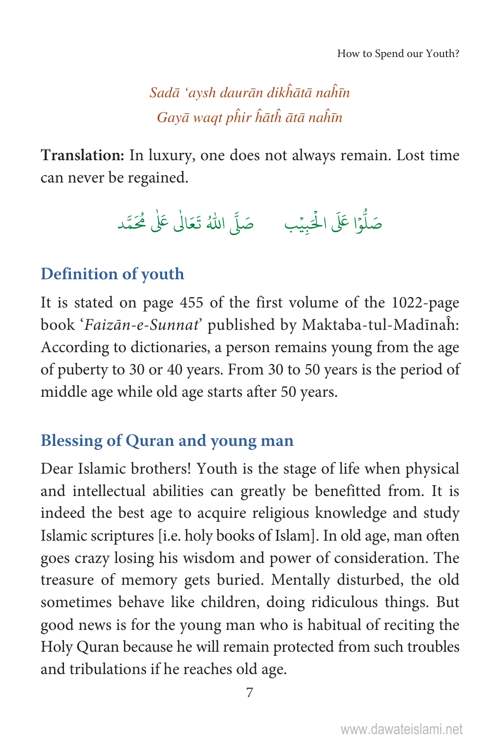*Sadā 'aysh daurān dikĥātā naĥīn*
*Gayā waqt pĥir ĥātĥ ātā naĥīn*

**Translation:** In luxury, one does not always remain. Lost time can never be regained.

صَلُّوْا عَلَى الْحَبِيْب صَلَّى اللّٰهُ تَعَالٰى عَلٰى مُحَمَّد

## Definition of youth

It is stated on page 455 of the first volume of the 1022-page book '*Faizān-e-Sunnat*' published by Maktaba-tul-Madīnaĥ: According to dictionaries, a person remains young from the age of puberty to 30 or 40 years. From 30 to 50 years is the period of middle age while old age starts after 50 years.

## Blessing of Quran and young man

Dear Islamic brothers! Youth is the stage of life when physical and intellectual abilities can greatly be benefitted from. It is indeed the best age to acquire religious knowledge and study Islamic scriptures [i.e. holy books of Islam]. In old age, man often goes crazy losing his wisdom and power of consideration. The treasure of memory gets buried. Mentally disturbed, the old sometimes behave like children, doing ridiculous things. But good news is for the young man who is habitual of reciting the Holy Quran because he will remain protected from such troubles and tribulations if he reaches old age.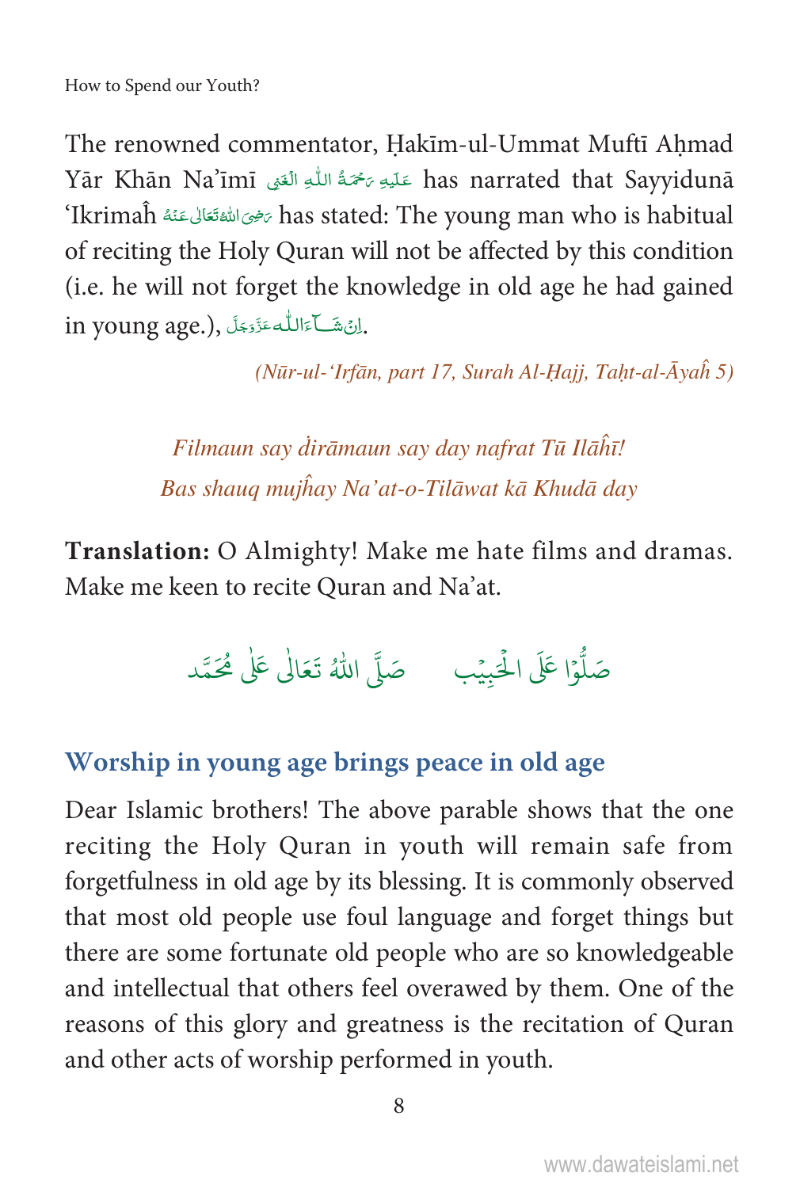The renowned commentator, Ḥakīm-ul-Ummat Muftī Aḥmad Yār Khān Na'īmī عَلَيْهِ رَحْمَةُ اللّٰهِ الْغَنِى has narrated that Sayyidunā 'Ikrimaĥ رَضِیَ اللّٰہُ تَعَالٰی عَنْهُ has stated: The young man who is habitual of reciting the Holy Quran will not be affected by this condition (i.e. he will not forget the knowledge in old age he had gained in young age.), اِنْ شَآءَاللّٰه عَزَّوَجَلَّ.

*(Nūr-ul-'Irfān, part 17, Surah Al-Ḥajj, Taḥt-al-Āyaĥ 5)*

*Filmaun say ḋirāmaun say day nafrat Tū Ilāĥī!*
*Bas shauq mujĥay Na'at-o-Tilāwat kā Khudā day*

**Translation:** O Almighty! Make me hate films and dramas. Make me keen to recite Quran and Na'at.

صَلُّوْا عَلَى الْحَبِيْب صَلَّى اللّٰهُ تَعَالٰى عَلٰى مُحَمَّد

## Worship in young age brings peace in old age

Dear Islamic brothers! The above parable shows that the one reciting the Holy Quran in youth will remain safe from forgetfulness in old age by its blessing. It is commonly observed that most old people use foul language and forget things but there are some fortunate old people who are so knowledgeable and intellectual that others feel overawed by them. One of the reasons of this glory and greatness is the recitation of Quran and other acts of worship performed in youth.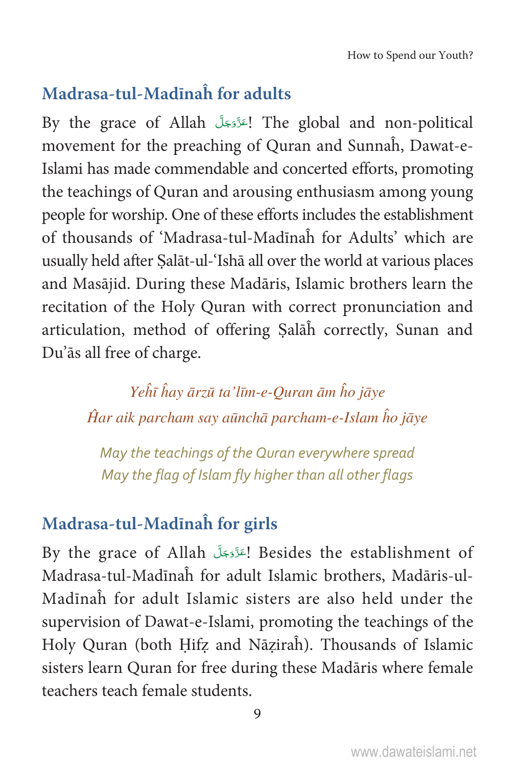## Madrasa-tul-Madīnaĥ for adults

By the grace of Allah عَزَّوَجَلَّ! The global and non-political movement for the preaching of Quran and Sunnaĥ, Dawat-e-Islami has made commendable and concerted efforts, promoting the teachings of Quran and arousing enthusiasm among young people for worship. One of these efforts includes the establishment of thousands of 'Madrasa-tul-Madīnaĥ for Adults' which are usually held after Ṣalāt-ul-'Ishā all over the world at various places and Masājid. During these Madāris, Islamic brothers learn the recitation of the Holy Quran with correct pronunciation and articulation, method of offering Ṣalāĥ correctly, Sunan and Du'ās all free of charge.

*Yeĥī ĥay ārzū ta'līm-e-Quran ām ĥo jāye*
*Ĥar aik parcham say aūnchā parcham-e-Islam ĥo jāye*

*May the teachings of the Quran everywhere spread*
*May the flag of Islam fly higher than all other flags*

## Madrasa-tul-Madīnaĥ for girls

By the grace of Allah عَزَّوَجَلَّ! Besides the establishment of Madrasa-tul-Madīnaĥ for adult Islamic brothers, Madāris-ul-Madīnaĥ for adult Islamic sisters are also held under the supervision of Dawat-e-Islami, promoting the teachings of the Holy Quran (both Ḥifẓ and Nāẓiraĥ). Thousands of Islamic sisters learn Quran for free during these Madāris where female teachers teach female students.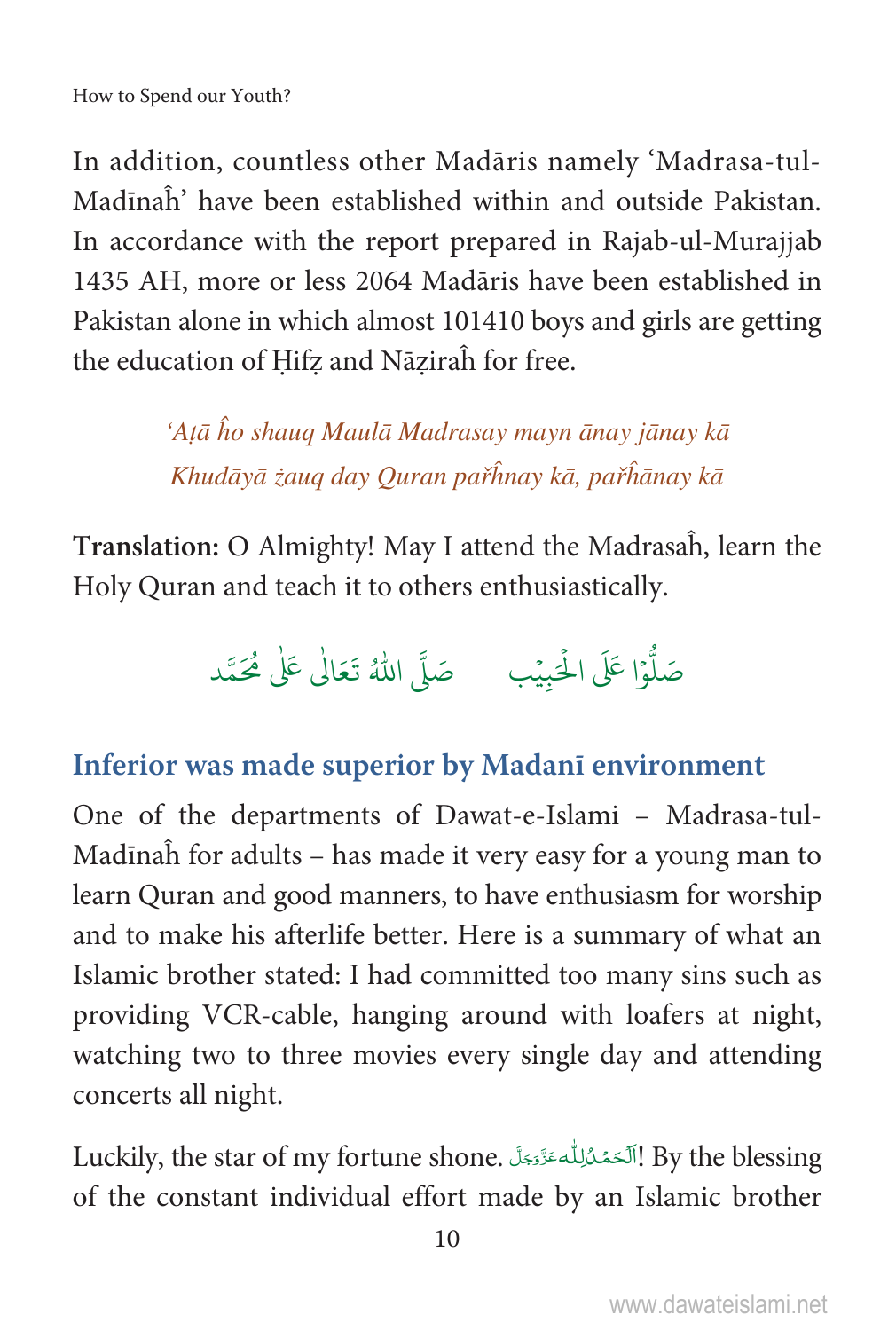In addition, countless other Madāris namely 'Madrasa-tul-Madīnaĥ' have been established within and outside Pakistan. In accordance with the report prepared in Rajab-ul-Murajjab 1435 AH, more or less 2064 Madāris have been established in Pakistan alone in which almost 101410 boys and girls are getting the education of Ḥifẓ and Nāẓiraĥ for free.

*'Aṭā ĥo shauq Maulā Madrasay mayn ānay jānay kā*
*Khudāyā żauq day Quran pařĥnay kā, pařĥānay kā*

**Translation:** O Almighty! May I attend the Madrasaĥ, learn the Holy Quran and teach it to others enthusiastically.

صَلُّوْا عَلَى الْحَبِيْب     صَلَّى اللهُ تَعَالٰى عَلٰى مُحَمَّد

## Inferior was made superior by Madanī environment

One of the departments of Dawat-e-Islami – Madrasa-tul-Madīnaĥ for adults – has made it very easy for a young man to learn Quran and good manners, to have enthusiasm for worship and to make his afterlife better. Here is a summary of what an Islamic brother stated: I had committed too many sins such as providing VCR-cable, hanging around with loafers at night, watching two to three movies every single day and attending concerts all night.

Luckily, the star of my fortune shone. اَلْحَمْدُلِلّٰہ عَزَّوَجَلَّ! By the blessing of the constant individual effort made by an Islamic brother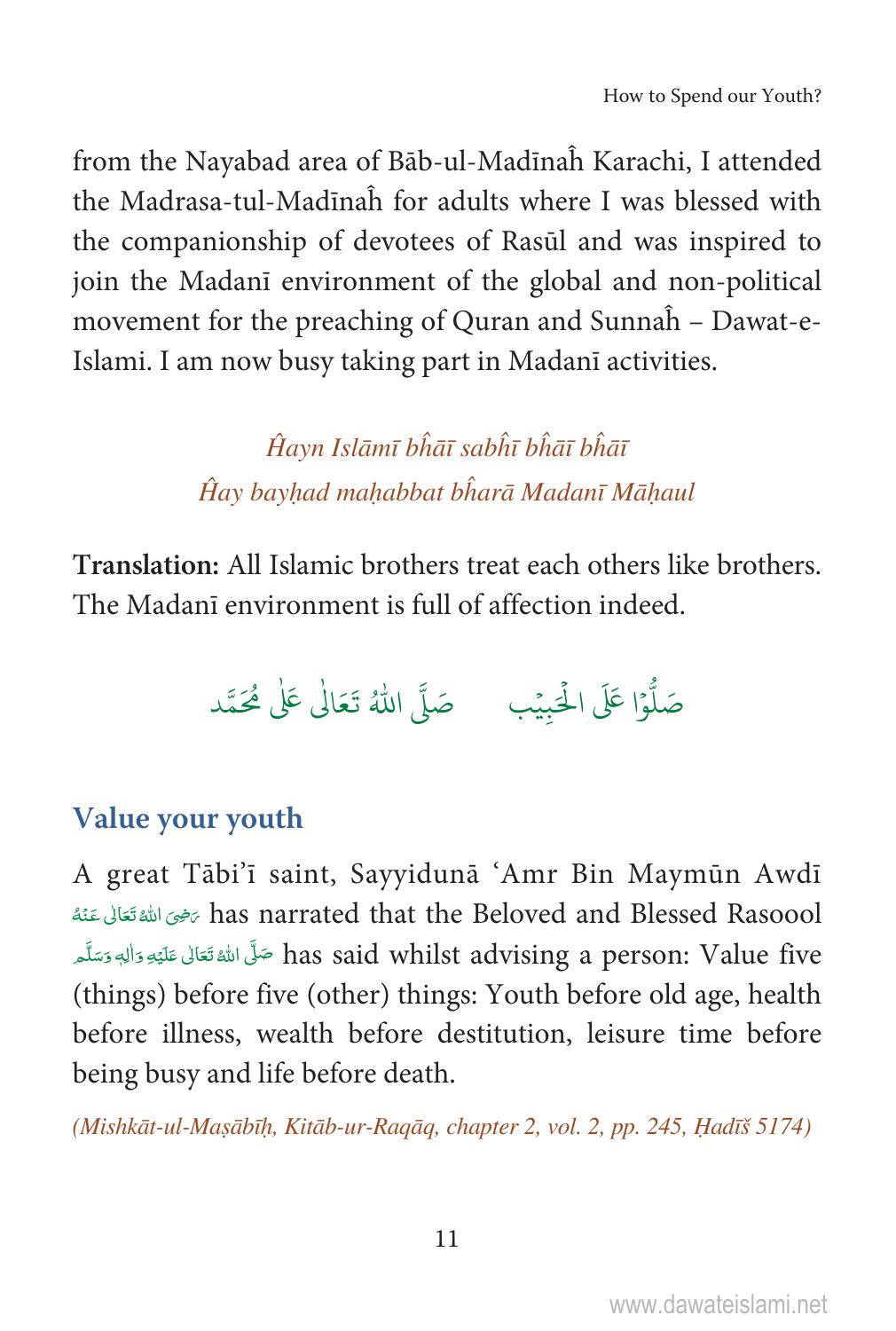from the Nayabad area of Bāb-ul-Madīnaĥ Karachi, I attended the Madrasa-tul-Madīnaĥ for adults where I was blessed with the companionship of devotees of Rasūl and was inspired to join the Madanī environment of the global and non-political movement for the preaching of Quran and Sunnaĥ – Dawat-e-Islami. I am now busy taking part in Madanī activities.

*Ĥayn Islāmī bĥāī sabĥī bĥāī bĥāī*
*Ĥay bayḥad maḥabbat bĥarā Madanī Māḥaul*

**Translation:** All Islamic brothers treat each others like brothers. The Madanī environment is full of affection indeed.

صَلُّوْا عَلَى الْحَبِيْب    صَلَّى اللهُ تَعَالٰى عَلٰى مُحَمَّد

## Value your youth

A great Tābi'ī saint, Sayyidunā 'Amr Bin Maymūn Awdī رَضِیَ اللهُ تَعَالٰی عَنْهُ has narrated that the Beloved and Blessed Rasoool صَلَّى اللهُ تَعَالٰی عَلَيْهِ وَاٰلِهٖ وَسَلَّم has said whilst advising a person: Value five (things) before five (other) things: Youth before old age, health before illness, wealth before destitution, leisure time before being busy and life before death.

*(Mishkāt-ul-Maṣābīḥ, Kitāb-ur-Raqāq, chapter 2, vol. 2, pp. 245, Ḥadīš 5174)*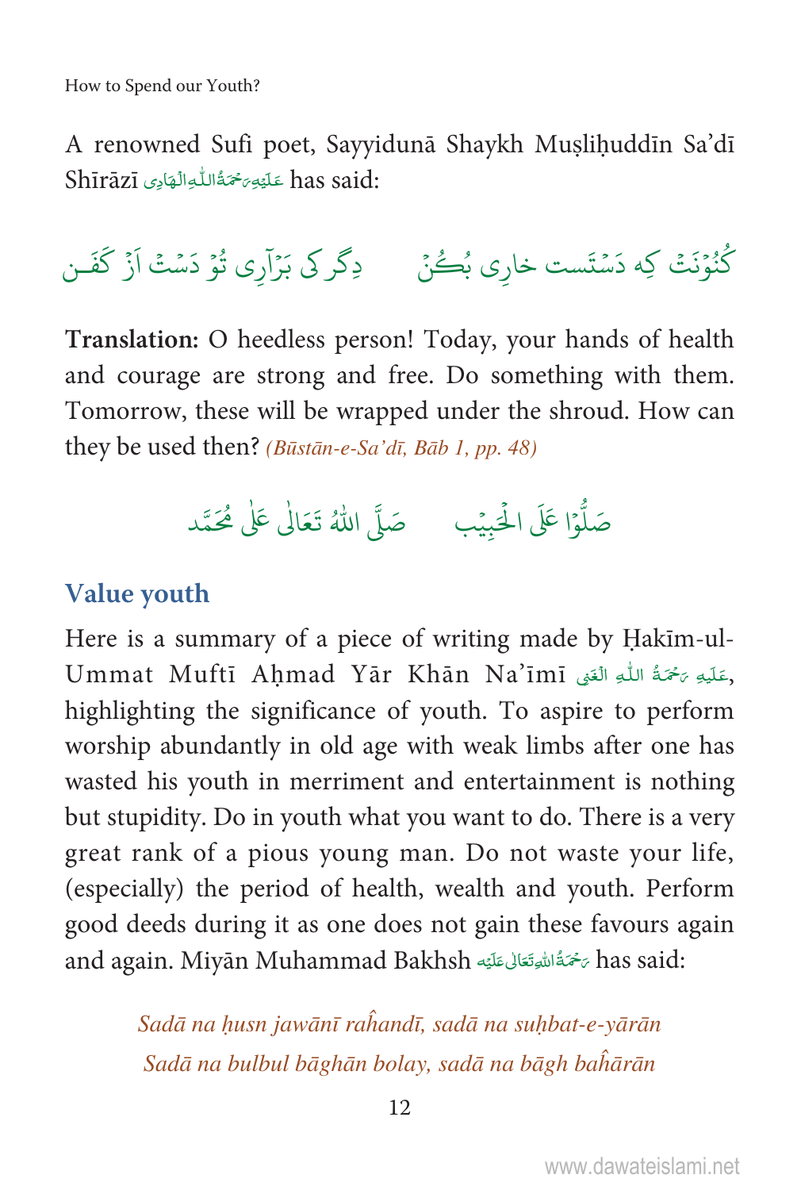A renowned Sufi poet, Sayyidunā Shaykh Muṣliḥuddīn Sa'dī Shīrāzī عَلَيْهِ رَحْمَةُ اللّٰهِ الْهَادِى has said:

کُنُوْنَتْ کِہ دَسْتَست خارِی بُکُنْ &nbsp;&nbsp;&nbsp;&nbsp; دِگر کی بَرْآرِی تُوْ دَسْتْ اَزْ کَفَن

**Translation:** O heedless person! Today, your hands of health and courage are strong and free. Do something with them. Tomorrow, these will be wrapped under the shroud. How can they be used then? *(Būstān-e-Sa'dī, Bāb 1, pp. 48)*

صَلُّوْا عَلَى الْحَبِيْب &nbsp;&nbsp;&nbsp;&nbsp; صَلَّى اللّٰهُ تَعَالٰى عَلٰى مُحَمَّد

## Value youth

Here is a summary of a piece of writing made by Ḥakīm-ul-Ummat Muftī Aḥmad Yār Khān Na'īmī عَلَيْهِ رَحْمَةُ اللّٰهِ الْغَنِى, highlighting the significance of youth. To aspire to perform worship abundantly in old age with weak limbs after one has wasted his youth in merriment and entertainment is nothing but stupidity. Do in youth what you want to do. There is a very great rank of a pious young man. Do not waste your life, (especially) the period of health, wealth and youth. Perform good deeds during it as one does not gain these favours again and again. Miyān Muhammad Bakhsh رَحْمَةُ اللّٰهِ تَعَالٰى عَلَيْه has said:

*Sadā na ḥusn jawānī raĥandī, sadā na suḥbat-e-yārān*
*Sadā na bulbul bāghān bolay, sadā na bāgh baĥārān*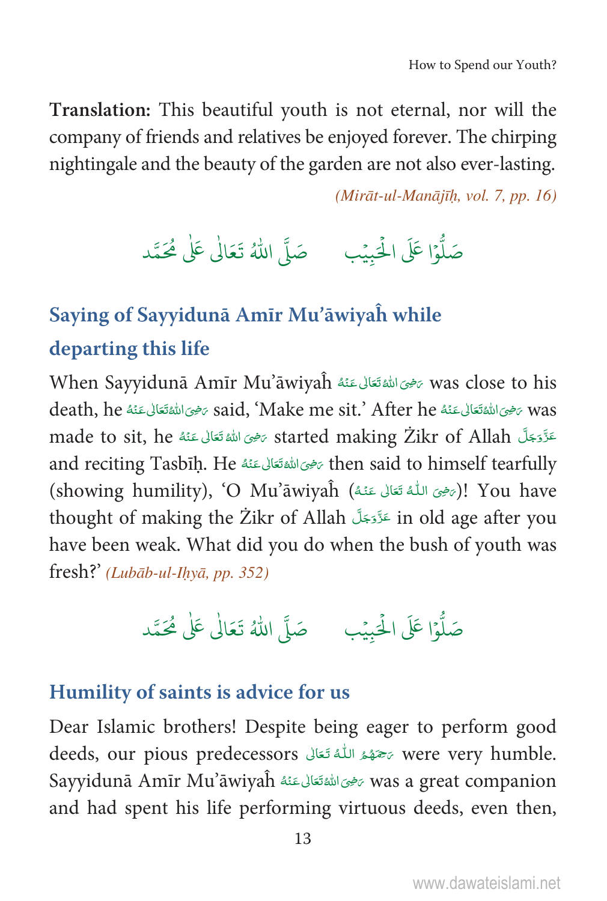**Translation:** This beautiful youth is not eternal, nor will the company of friends and relatives be enjoyed forever. The chirping nightingale and the beauty of the garden are not also ever-lasting.

*(Mirāt-ul-Manājīḥ, vol. 7, pp. 16)*

صَلُّوْا عَلَى الْحَبِيْب     صَلَّى اللّٰهُ تَعَالٰى عَلٰى مُحَمَّد

## Saying of Sayyidunā Amīr Mu'āwiyaĥ while departing this life

When Sayyidunā Amīr Mu'āwiyaĥ رَضِیَ اللّٰهُ تَعَالٰی عَنْهُ was close to his death, he رَضِیَ اللّٰهُ تَعَالٰی عَنْهُ said, 'Make me sit.' After he رَضِیَ اللّٰهُ تَعَالٰی عَنْهُ was made to sit, he رَضِیَ اللّٰهُ تَعَالٰی عَنْهُ started making Żikr of Allah عَزَّوَجَلَّ and reciting Tasbīḥ. He رَضِیَ اللّٰهُ تَعَالٰی عَنْهُ then said to himself tearfully (showing humility), 'O Mu'āwiyaĥ (رَضِیَ اللّٰهُ تَعَالٰی عَنْهُ)! You have thought of making the Żikr of Allah عَزَّوَجَلَّ in old age after you have been weak. What did you do when the bush of youth was fresh?' *(Lubāb-ul-Iḥyā, pp. 352)*

صَلُّوْا عَلَى الْحَبِيْب     صَلَّى اللّٰهُ تَعَالٰى عَلٰى مُحَمَّد

## Humility of saints is advice for us

Dear Islamic brothers! Despite being eager to perform good deeds, our pious predecessors رَحِمَهُمُ اللّٰهُ تَعَالٰی were very humble. Sayyidunā Amīr Mu'āwiyaĥ رَضِیَ اللّٰهُ تَعَالٰی عَنْهُ was a great companion and had spent his life performing virtuous deeds, even then,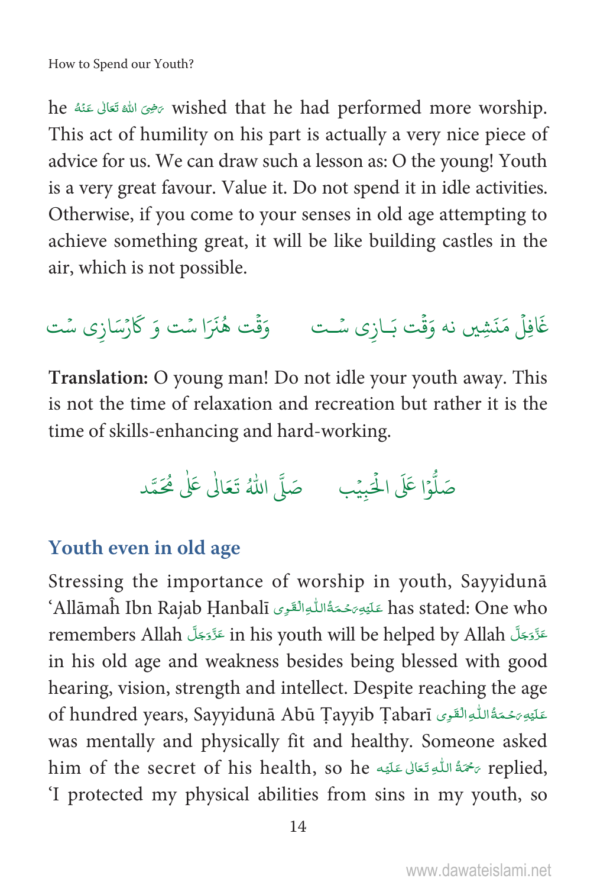he رَضِیَ اللّٰہُ تَعَالٰی عَنْہُ wished that he had performed more worship. This act of humility on his part is actually a very nice piece of advice for us. We can draw such a lesson as: O the young! Youth is a very great favour. Value it. Do not spend it in idle activities. Otherwise, if you come to your senses in old age attempting to achieve something great, it will be like building castles in the air, which is not possible.

غَافِلْ مَنَشِیں نہ وَقْت بَـازِی سْـت　　وَقْت ہُنَرَا سْت وَ کَارْسَازِی سْت

**Translation:** O young man! Do not idle your youth away. This is not the time of relaxation and recreation but rather it is the time of skills-enhancing and hard-working.

صَلُّوْا عَلَی الْحَبِیْب　　صَلَّی اللّٰہُ تَعَالٰی عَلٰی مُحَمَّد

## Youth even in old age

Stressing the importance of worship in youth, Sayyidunā 'Allāmaĥ Ibn Rajab Ḥanbalī عَلَیْہِ رَحْمَۃُ اللّٰہِ الْقَوِی has stated: One who remembers Allah عَزَّوَجَلَّ in his youth will be helped by Allah عَزَّوَجَلَّ in his old age and weakness besides being blessed with good hearing, vision, strength and intellect. Despite reaching the age of hundred years, Sayyidunā Abū Ṭayyib Ṭabarī عَلَیْہِ رَحْمَۃُ اللّٰہِ الْقَوِی was mentally and physically fit and healthy. Someone asked him of the secret of his health, so he رَحْمَۃُ اللّٰہِ تَعَالٰی عَلَیْہ replied, 'I protected my physical abilities from sins in my youth, so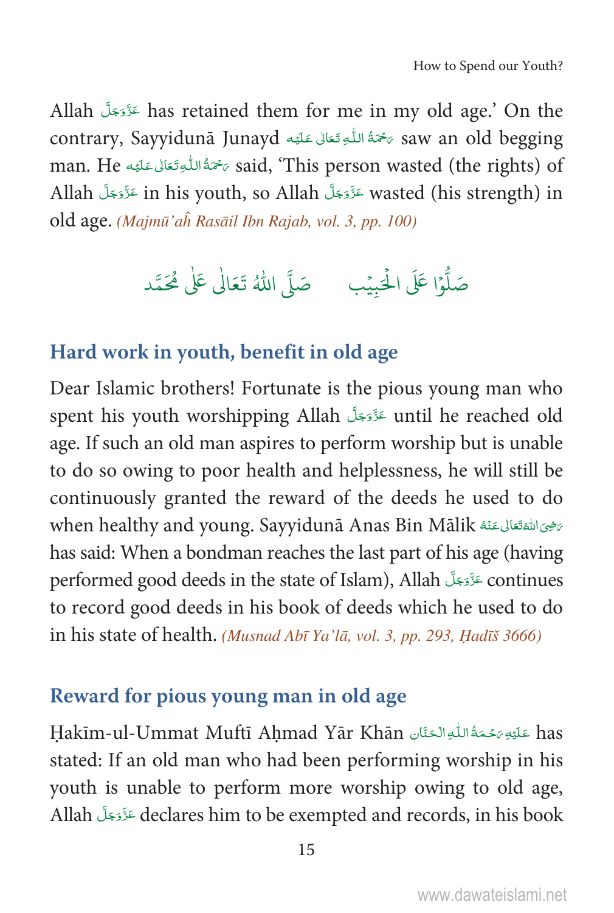Allah عَزَّوَجَلَّ has retained them for me in my old age.' On the contrary, Sayyidunā Junayd رَحْمَةُ اللّٰهِ تَعَالٰى عَلَيْه saw an old begging man. He رَحْمَةُ اللّٰهِ تَعَالٰى عَلَيْه said, 'This person wasted (the rights) of Allah عَزَّوَجَلَّ in his youth, so Allah عَزَّوَجَلَّ wasted (his strength) in old age. *(Majmū'aĥ Rasāil Ibn Rajab, vol. 3, pp. 100)*

صَلُّوْا عَلَى الْحَبِيْب     صَلَّى اللّٰهُ تَعَالٰى عَلٰى مُحَمَّد

## Hard work in youth, benefit in old age

Dear Islamic brothers! Fortunate is the pious young man who spent his youth worshipping Allah عَزَّوَجَلَّ until he reached old age. If such an old man aspires to perform worship but is unable to do so owing to poor health and helplessness, he will still be continuously granted the reward of the deeds he used to do when healthy and young. Sayyidunā Anas Bin Mālik رَضِىَ اللّٰهُ تَعَالٰى عَنْهُ has said: When a bondman reaches the last part of his age (having performed good deeds in the state of Islam), Allah عَزَّوَجَلَّ continues to record good deeds in his book of deeds which he used to do in his state of health. *(Musnad Abī Ya'lā, vol. 3, pp. 293, Ḥadīš 3666)*

## Reward for pious young man in old age

Ḥakīm-ul-Ummat Muftī Aḥmad Yār Khān عَلَيْهِ رَحْمَةُ اللّٰهِ الْحَنَّان has stated: If an old man who had been performing worship in his youth is unable to perform more worship owing to old age, Allah عَزَّوَجَلَّ declares him to be exempted and records, in his book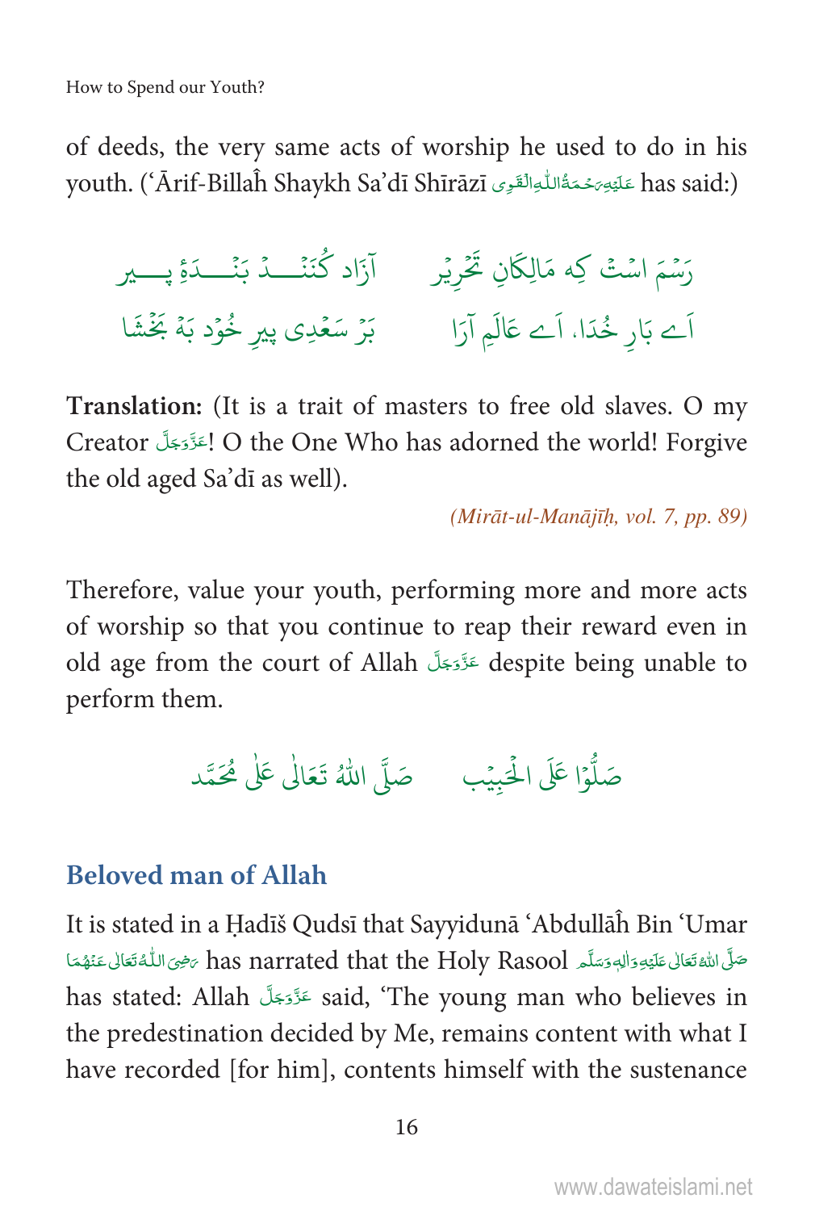of deeds, the very same acts of worship he used to do in his youth. (ʻĀrif-Billaĥ Shaykh Sa'dī Shīrāzī عَلَيْهِ رَحْمَةُ اللّٰهِ الْقَوِى has said:)

رَسْمَ اسْتْ كِه مَالِكَانِ تَحْرِيْر &nbsp;&nbsp;&nbsp;&nbsp; آزَاد كُنَنْـــدْ بَنْـــدَهٔ پـــير

اَے بَارِ خُدَا، اَے عَالَمِ آرَا &nbsp;&nbsp;&nbsp;&nbsp; بَرْ سَعْدِى پيرِ خُوْد بَهْ بَخْشَا

**Translation:** (It is a trait of masters to free old slaves. O my Creator عَزَّوَجَلَّ! O the One Who has adorned the world! Forgive the old aged Sa'dī as well).

*(Mirāt-ul-Manājīḥ, vol. 7, pp. 89)*

Therefore, value your youth, performing more and more acts of worship so that you continue to reap their reward even in old age from the court of Allah عَزَّوَجَلَّ despite being unable to perform them.

صَلُّوْا عَلَى الْحَبِيْب &nbsp;&nbsp;&nbsp;&nbsp; صَلَّى اللّٰهُ تَعَالٰى عَلٰى مُحَمَّد

## Beloved man of Allah

It is stated in a Ḥadīš Qudsī that Sayyidunā ʻAbdullāĥ Bin ʻUmar رَضِىَ اللّٰهُ تَعَالٰى عَنْهُمَا has narrated that the Holy Rasool صَلَّى اللهُ تَعَالٰى عَلَيْهِ وَاٰلِهٖ وَسَلَّم has stated: Allah عَزَّوَجَلَّ said, 'The young man who believes in the predestination decided by Me, remains content with what I have recorded [for him], contents himself with the sustenance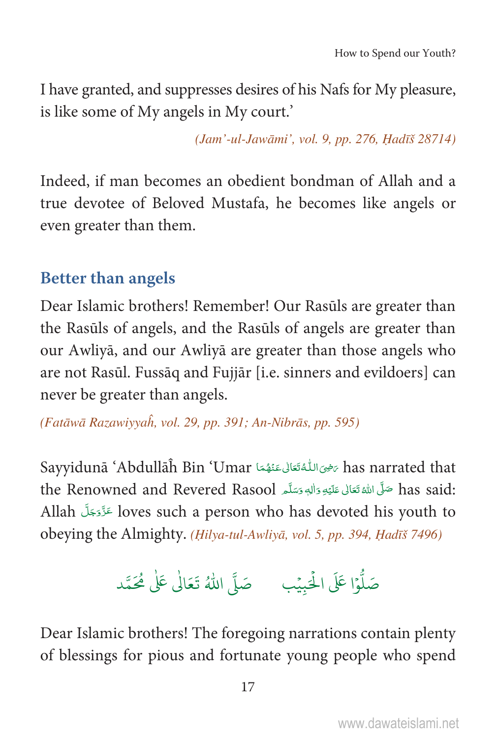I have granted, and suppresses desires of his Nafs for My pleasure, is like some of My angels in My court.'

*(Jam'-ul-Jawāmi', vol. 9, pp. 276, Ḥadīš 28714)*

Indeed, if man becomes an obedient bondman of Allah and a true devotee of Beloved Mustafa, he becomes like angels or even greater than them.

## Better than angels

Dear Islamic brothers! Remember! Our Rasūls are greater than the Rasūls of angels, and the Rasūls of angels are greater than our Awliyā, and our Awliyā are greater than those angels who are not Rasūl. Fussāq and Fujjār [i.e. sinners and evildoers] can never be greater than angels.

*(Fatāwā Razawiyyah, vol. 29, pp. 391; An-Nibrās, pp. 595)*

Sayyidunā 'Abdullāĥ Bin 'Umar رَضِيَ اللّٰہُ تَعَالٰی عَنۡهُمَا has narrated that the Renowned and Revered Rasool صَلَّى اللّٰهُ تَعَالٰى عَلَيۡهِ وَاٰلِهٖ وَسَلَّم has said: Allah عَزَّوَجَلَّ loves such a person who has devoted his youth to obeying the Almighty. *(Ḥilya-tul-Awliyā, vol. 5, pp. 394, Ḥadīš 7496)*

صَلُّوۡا عَلَی الۡحَبِیۡب　　صَلَّی اللّٰهُ تَعَالٰی عَلٰی مُحَمَّد

Dear Islamic brothers! The foregoing narrations contain plenty of blessings for pious and fortunate young people who spend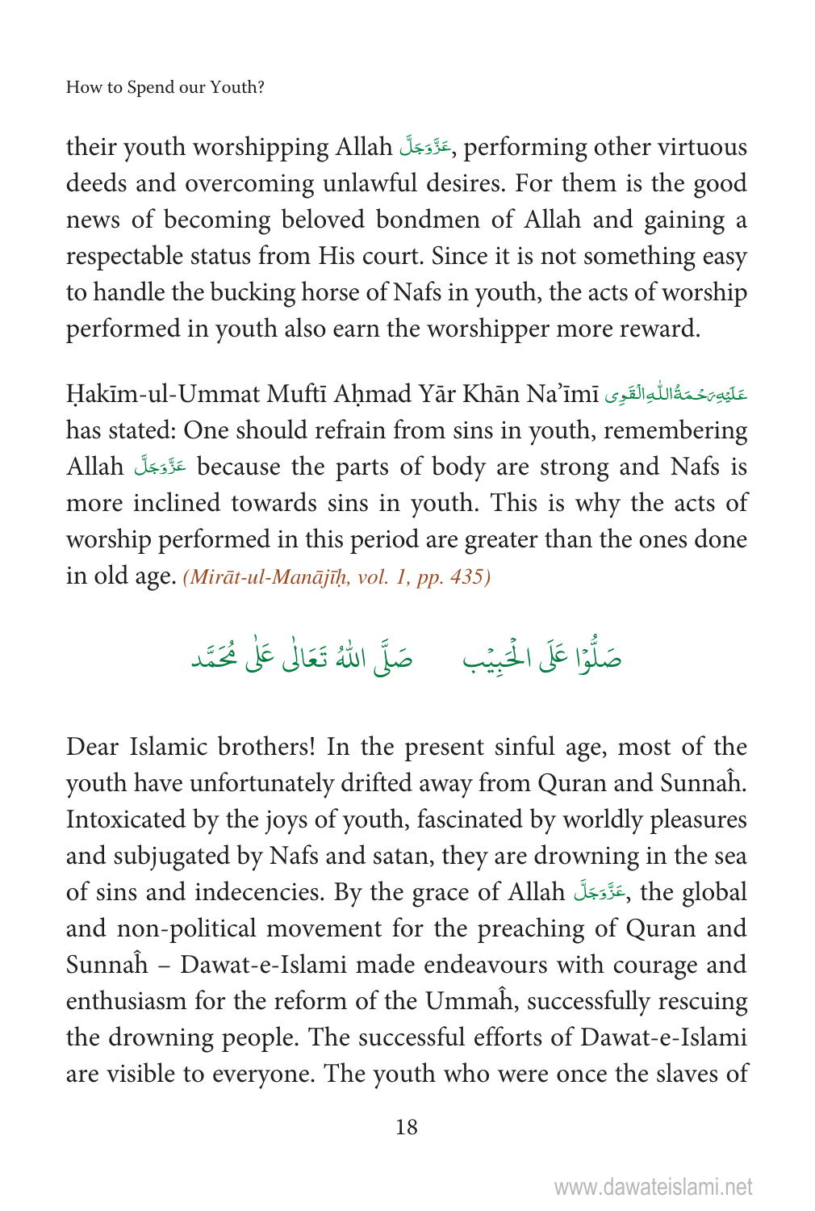their youth worshipping Allah عَزَّوَجَلَّ, performing other virtuous deeds and overcoming unlawful desires. For them is the good news of becoming beloved bondmen of Allah and gaining a respectable status from His court. Since it is not something easy to handle the bucking horse of Nafs in youth, the acts of worship performed in youth also earn the worshipper more reward.

Ḥakīm-ul-Ummat Muftī Aḥmad Yār Khān Na'īmī عَلَيْهِ رَحْمَةُ اللّٰهِ الْقَوِى has stated: One should refrain from sins in youth, remembering Allah عَزَّوَجَلَّ because the parts of body are strong and Nafs is more inclined towards sins in youth. This is why the acts of worship performed in this period are greater than the ones done in old age. *(Mirāt-ul-Manājīḥ, vol. 1, pp. 435)*

صَلُّوْا عَلَى الْحَبِيْب　　صَلَّى اللّٰهُ تَعَالٰى عَلٰى مُحَمَّد

Dear Islamic brothers! In the present sinful age, most of the youth have unfortunately drifted away from Quran and Sunnaĥ. Intoxicated by the joys of youth, fascinated by worldly pleasures and subjugated by Nafs and satan, they are drowning in the sea of sins and indecencies. By the grace of Allah عَزَّوَجَلَّ, the global and non-political movement for the preaching of Quran and Sunnaĥ – Dawat-e-Islami made endeavours with courage and enthusiasm for the reform of the Ummaĥ, successfully rescuing the drowning people. The successful efforts of Dawat-e-Islami are visible to everyone. The youth who were once the slaves of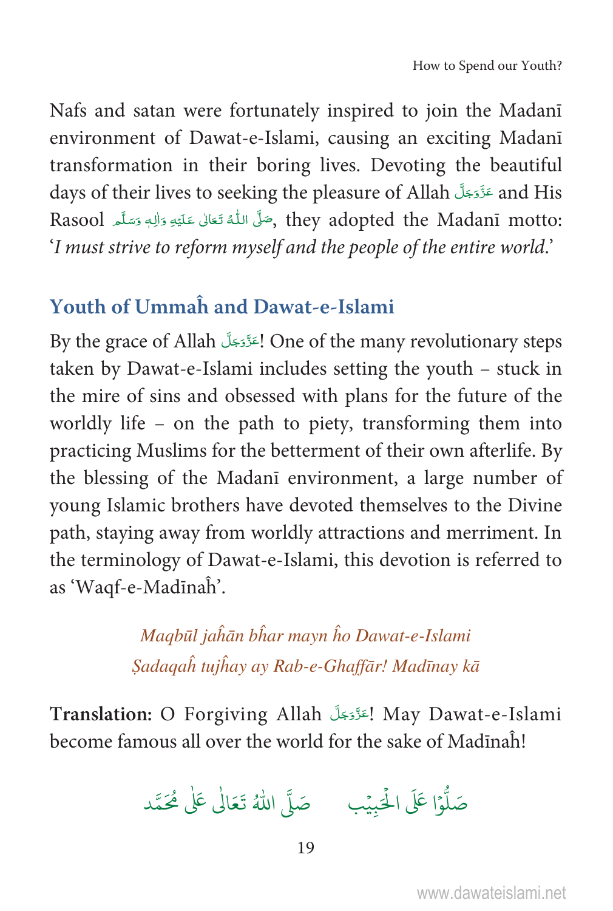Nafs and satan were fortunately inspired to join the Madanī environment of Dawat-e-Islami, causing an exciting Madanī transformation in their boring lives. Devoting the beautiful days of their lives to seeking the pleasure of Allah عَزَّوَجَلَّ and His Rasool صَلَّى اللّٰهُ تَعَالٰى عَلَيْهِ وَاٰلِهٖ وَسَلَّم, they adopted the Madanī motto: '*I must strive to reform myself and the people of the entire world*.'

## Youth of Ummaĥ and Dawat-e-Islami

By the grace of Allah عَزَّوَجَلَّ! One of the many revolutionary steps taken by Dawat-e-Islami includes setting the youth – stuck in the mire of sins and obsessed with plans for the future of the worldly life – on the path to piety, transforming them into practicing Muslims for the betterment of their own afterlife. By the blessing of the Madanī environment, a large number of young Islamic brothers have devoted themselves to the Divine path, staying away from worldly attractions and merriment. In the terminology of Dawat-e-Islami, this devotion is referred to as 'Waqf-e-Madīnaĥ'.

*Maqbūl jaĥān bĥar mayn ĥo Dawat-e-Islami*
*Ṣadaqaĥ tujĥay ay Rab-e-Ghaffār! Madīnay kā*

**Translation:** O Forgiving Allah عَزَّوَجَلَّ! May Dawat-e-Islami become famous all over the world for the sake of Madīnaĥ!

صَلُّوْا عَلَى الْحَبِيْب صَلَّى اللّٰهُ تَعَالٰى عَلٰى مُحَمَّد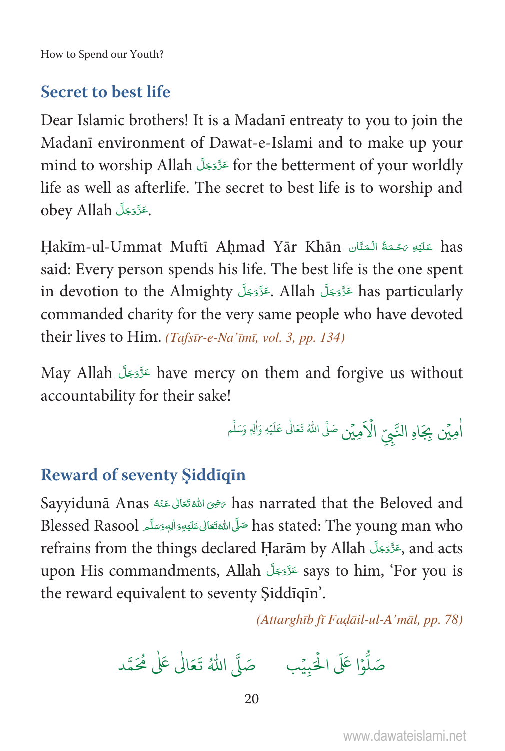## Secret to best life

Dear Islamic brothers! It is a Madanī entreaty to you to join the Madanī environment of Dawat-e-Islami and to make up your mind to worship Allah عَزَّوَجَلَّ for the betterment of your worldly life as well as afterlife. The secret to best life is to worship and obey Allah عَزَّوَجَلَّ.

Ḥakīm-ul-Ummat Muftī Aḥmad Yār Khān عَلَيْهِ رَحْمَةُ الْمَنَّان has said: Every person spends his life. The best life is the one spent in devotion to the Almighty عَزَّوَجَلَّ. Allah عَزَّوَجَلَّ has particularly commanded charity for the very same people who have devoted their lives to Him. *(Tafsīr-e-Na'īmī, vol. 3, pp. 134)*

May Allah عَزَّوَجَلَّ have mercy on them and forgive us without accountability for their sake!

اٰمِيْن بِجَاهِ النَّبِيِّ الْاَمِيْن صَلَّى اللهُ تَعَالٰى عَلَيْهِ وَاٰلِهٖ وَسَلَّم

## Reward of seventy Ṣiddīqīn

Sayyidunā Anas رَضِیَ اللهُ تَعَالٰی عَنْهُ has narrated that the Beloved and Blessed Rasool صَلَّى اللهُ تَعَالٰى عَلَيْهِ وَاٰلِهٖ وَسَلَّم has stated: The young man who refrains from the things declared Ḥarām by Allah عَزَّوَجَلَّ, and acts upon His commandments, Allah عَزَّوَجَلَّ says to him, 'For you is the reward equivalent to seventy Ṣiddīqīn'.

*(Attarghīb fī Faḍāil-ul-A'māl, pp. 78)*

صَلُّوْا عَلَى الْحَبِيْب صَلَّى اللهُ تَعَالٰى عَلٰى مُحَمَّد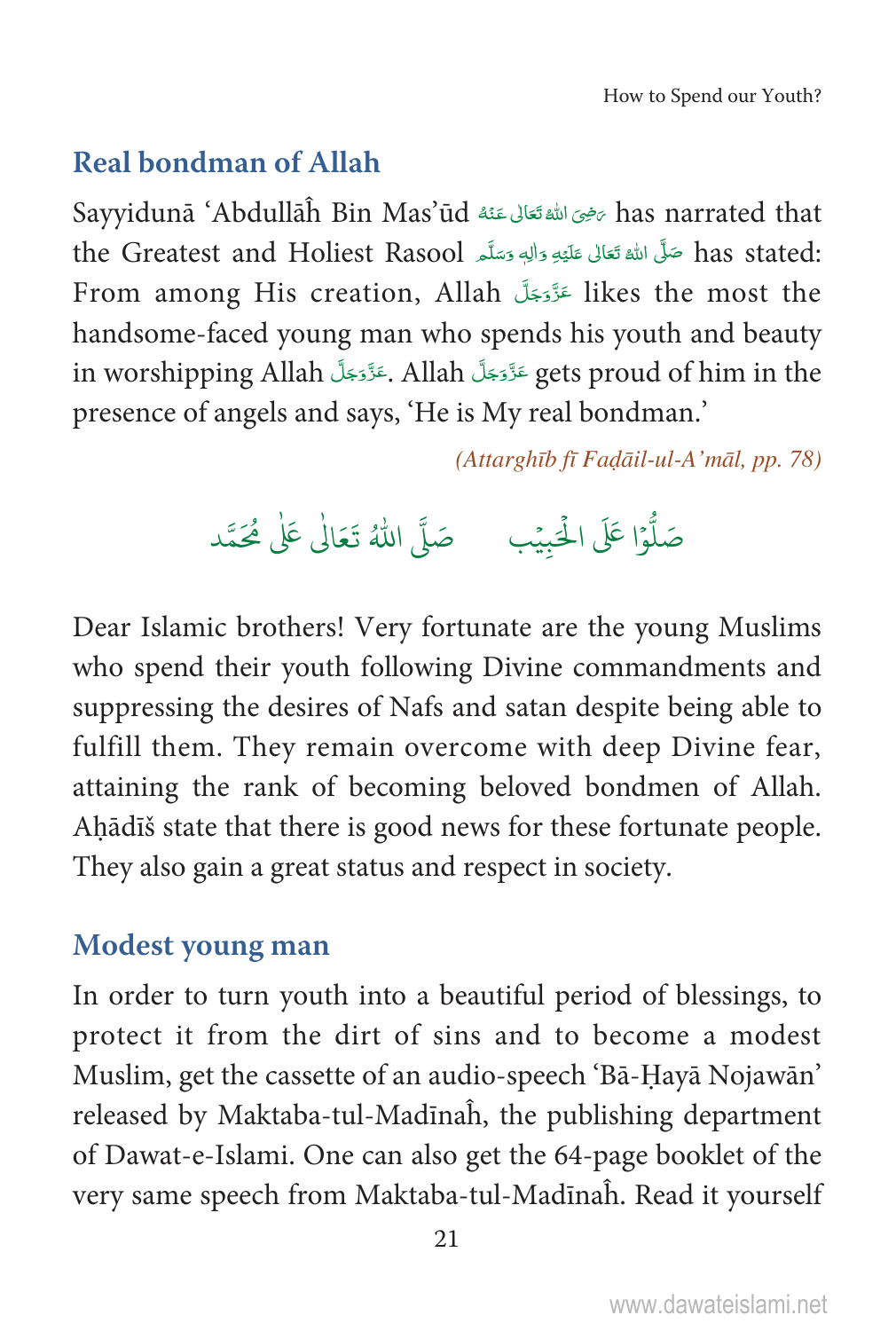## Real bondman of Allah

Sayyidunā 'Abdullāĥ Bin Mas'ūd رَضِیَ اللّٰہُ تَعَالٰی عَنْہُ has narrated that the Greatest and Holiest Rasool صَلَّی اللّٰہُ تَعَالٰی عَلَیْہِ وَاٰلِہٖ وَسَلَّم has stated: From among His creation, Allah عَزَّوَجَلَّ likes the most the handsome-faced young man who spends his youth and beauty in worshipping Allah عَزَّوَجَلَّ. Allah عَزَّوَجَلَّ gets proud of him in the presence of angels and says, 'He is My real bondman.'

*(Attarghīb fī Faḍāil-ul-A'māl, pp. 78)*

صَلُّوْا عَلَی الْحَبِیْب &nbsp;&nbsp;&nbsp; صَلَّی اللّٰہُ تَعَالٰی عَلٰی مُحَمَّد

Dear Islamic brothers! Very fortunate are the young Muslims who spend their youth following Divine commandments and suppressing the desires of Nafs and satan despite being able to fulfill them. They remain overcome with deep Divine fear, attaining the rank of becoming beloved bondmen of Allah. Aḥādīš state that there is good news for these fortunate people. They also gain a great status and respect in society.

## Modest young man

In order to turn youth into a beautiful period of blessings, to protect it from the dirt of sins and to become a modest Muslim, get the cassette of an audio-speech 'Bā-Ḥayā Nojawān' released by Maktaba-tul-Madīnaĥ, the publishing department of Dawat-e-Islami. One can also get the 64-page booklet of the very same speech from Maktaba-tul-Madīnaĥ. Read it yourself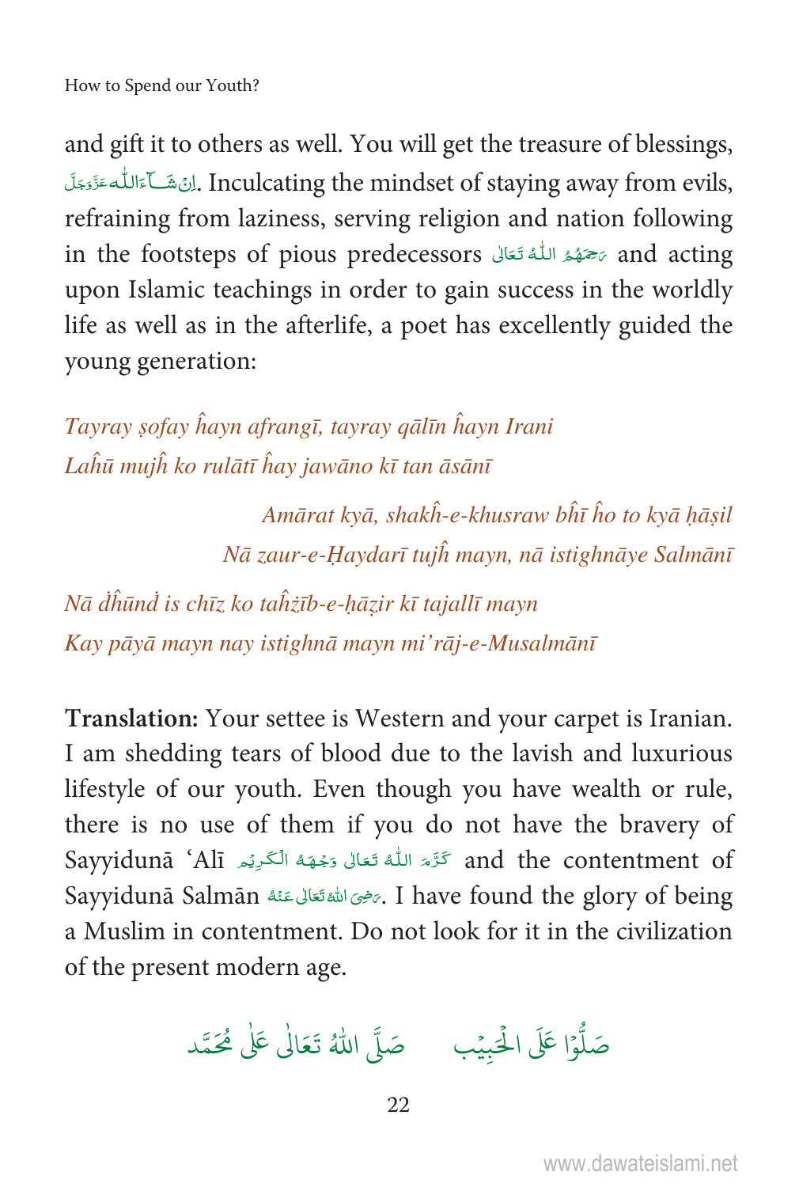and gift it to others as well. You will get the treasure of blessings, اِنْ شَآءَاللّٰہ عَزَّوَجَلَّ. Inculcating the mindset of staying away from evils, refraining from laziness, serving religion and nation following in the footsteps of pious predecessors رَحِمَهُمُ اللّٰهُ تَعَالٰی and acting upon Islamic teachings in order to gain success in the worldly life as well as in the afterlife, a poet has excellently guided the young generation:

*Tayray ṣofay ĥayn afrangī, tayray qālīn ĥayn Irani*
*Laĥū mujĥ ko rulātī ĥay jawāno kī tan āsānī*

*Amārat kyā, shakĥ-e-khusraw bĥī ĥo to kyā ḥāṣil*
*Nā zaur-e-Ḥaydarī tujĥ mayn, nā istighnāye Salmānī*

*Nā ḋĥūnḋ is chīz ko taĥżīb-e-ḥāẓir kī tajallī mayn*
*Kay pāyā mayn nay istighnā mayn mi'rāj-e-Musalmānī*

**Translation:** Your settee is Western and your carpet is Iranian. I am shedding tears of blood due to the lavish and luxurious lifestyle of our youth. Even though you have wealth or rule, there is no use of them if you do not have the bravery of Sayyidunā 'Alī كَرَّمَ اللّٰهُ تَعَالٰی وَجْهَهُ الْكَرِيْم and the contentment of Sayyidunā Salmān رَضِيَ اللّٰهُ تَعَالٰی عَنْهُ. I have found the glory of being a Muslim in contentment. Do not look for it in the civilization of the present modern age.

صَلُّوْا عَلَى الْحَبِيْب صَلَّى اللّٰهُ تَعَالٰی عَلٰی مُحَمَّد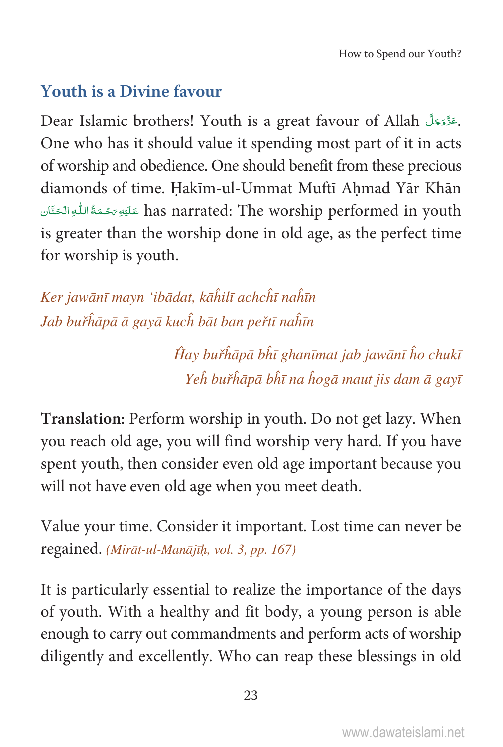## Youth is a Divine favour

Dear Islamic brothers! Youth is a great favour of Allah عَزَّوَجَلَّ. One who has it should value it spending most part of it in acts of worship and obedience. One should benefit from these precious diamonds of time. Ḥakīm-ul-Ummat Muftī Aḥmad Yār Khān عَلَيْهِ رَحْمَةُ اللّٰهِ الْحَنَّان has narrated: The worship performed in youth is greater than the worship done in old age, as the perfect time for worship is youth.

*Ker jawānī mayn 'ibādat, kāĥilī achcĥī naĥīn*
*Jab buřĥāpā ā gayā kucĥ bāt ban peřtī naĥīn*

*Ĥay buřĥāpā bĥī ghanīmat jab jawānī ĥo chukī*
*Yeĥ buřĥāpā bĥī na ĥogā maut jis dam ā gayī*

**Translation:** Perform worship in youth. Do not get lazy. When you reach old age, you will find worship very hard. If you have spent youth, then consider even old age important because you will not have even old age when you meet death.

Value your time. Consider it important. Lost time can never be regained. *(Mirāt-ul-Manājīḥ, vol. 3, pp. 167)*

It is particularly essential to realize the importance of the days of youth. With a healthy and fit body, a young person is able enough to carry out commandments and perform acts of worship diligently and excellently. Who can reap these blessings in old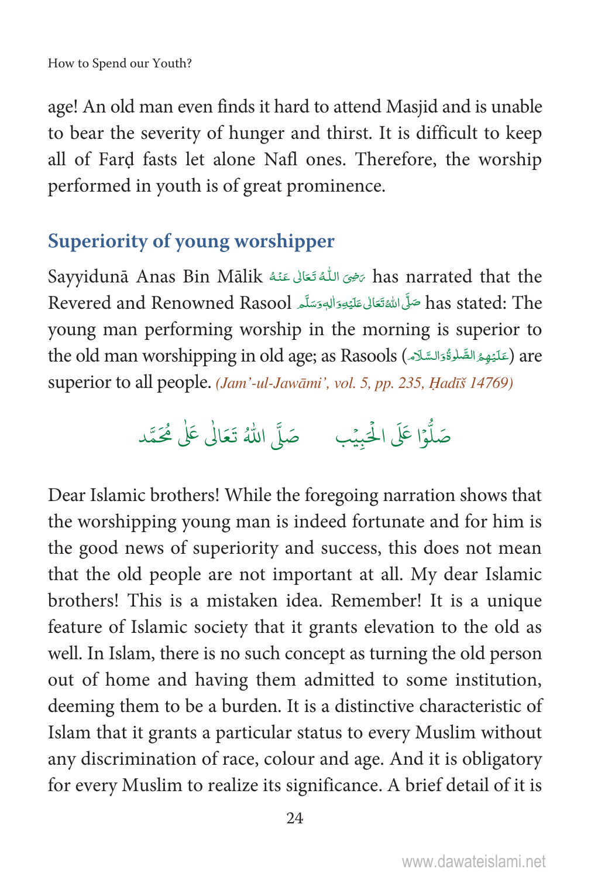age! An old man even finds it hard to attend Masjid and is unable to bear the severity of hunger and thirst. It is difficult to keep all of Farḍ fasts let alone Nafl ones. Therefore, the worship performed in youth is of great prominence.

## Superiority of young worshipper

Sayyidunā Anas Bin Mālik رَضِیَ اللّٰہُ تَعَالٰی عَنْهُ has narrated that the Revered and Renowned Rasool صَلَّی اللّٰہُ تَعَالٰی عَلَیْهِ وَاٰلِهٖ وَسَلَّم has stated: The young man performing worship in the morning is superior to the old man worshipping in old age; as Rasools (عَلَیْهِمُ الصَّلٰوۃُ وَالسَّلَام) are superior to all people. *(Jam'-ul-Jawāmi', vol. 5, pp. 235, Ḥadīš 14769)*

صَلُّوْا عَلَی الْحَبِیْب صَلَّی اللّٰہُ تَعَالٰی عَلٰی مُحَمَّد

Dear Islamic brothers! While the foregoing narration shows that the worshipping young man is indeed fortunate and for him is the good news of superiority and success, this does not mean that the old people are not important at all. My dear Islamic brothers! This is a mistaken idea. Remember! It is a unique feature of Islamic society that it grants elevation to the old as well. In Islam, there is no such concept as turning the old person out of home and having them admitted to some institution, deeming them to be a burden. It is a distinctive characteristic of Islam that it grants a particular status to every Muslim without any discrimination of race, colour and age. And it is obligatory for every Muslim to realize its significance. A brief detail of it is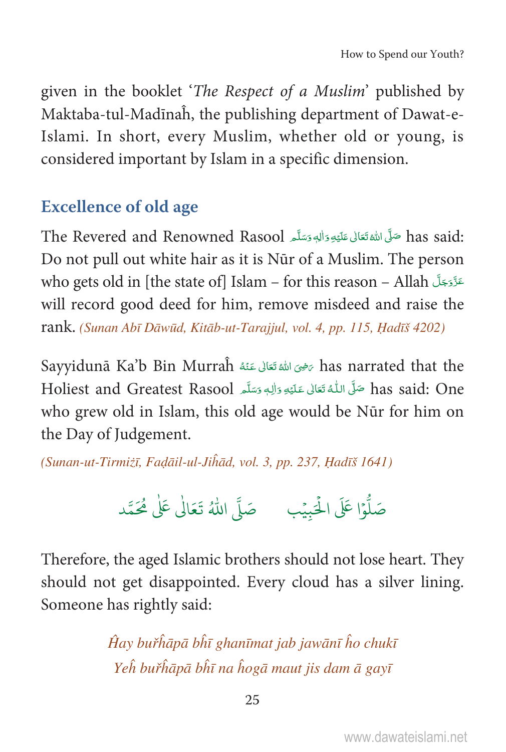given in the booklet '*The Respect of a Muslim*' published by Maktaba-tul-Madīnaĥ, the publishing department of Dawat-e-Islami. In short, every Muslim, whether old or young, is considered important by Islam in a specific dimension.

## Excellence of old age

The Revered and Renowned Rasool صَلَّى اللهُ تَعَالٰى عَلَيْهِ وَاٰلِهٖ وَسَلَّم has said: Do not pull out white hair as it is Nūr of a Muslim. The person who gets old in [the state of] Islam – for this reason – Allah عَزَّوَجَلَّ will record good deed for him, remove misdeed and raise the rank. *(Sunan Abī Dāwūd, Kitāb-ut-Tarajjul, vol. 4, pp. 115, Ḥadīš 4202)*

Sayyidunā Ka'b Bin Murraĥ رَضِىَ اللهُ تَعَالٰى عَنْهُ has narrated that the Holiest and Greatest Rasool صَلَّى اللّٰهُ تَعَالٰى عَلَيْهِ وَاٰلِهٖ وَسَلَّم has said: One who grew old in Islam, this old age would be Nūr for him on the Day of Judgement.

*(Sunan-ut-Tirmižī, Faḍāil-ul-Jiĥād, vol. 3, pp. 237, Ḥadīš 1641)*

صَلُّوْا عَلَى الْحَبِيْب صَلَّى اللهُ تَعَالٰى عَلٰى مُحَمَّد

Therefore, the aged Islamic brothers should not lose heart. They should not get disappointed. Every cloud has a silver lining. Someone has rightly said:

*Ĥay buřĥāpā bĥī ghanīmat jab jawānī ĥo chukī*
*Yeĥ buřĥāpā bĥī na ĥogā maut jis dam ā gayī*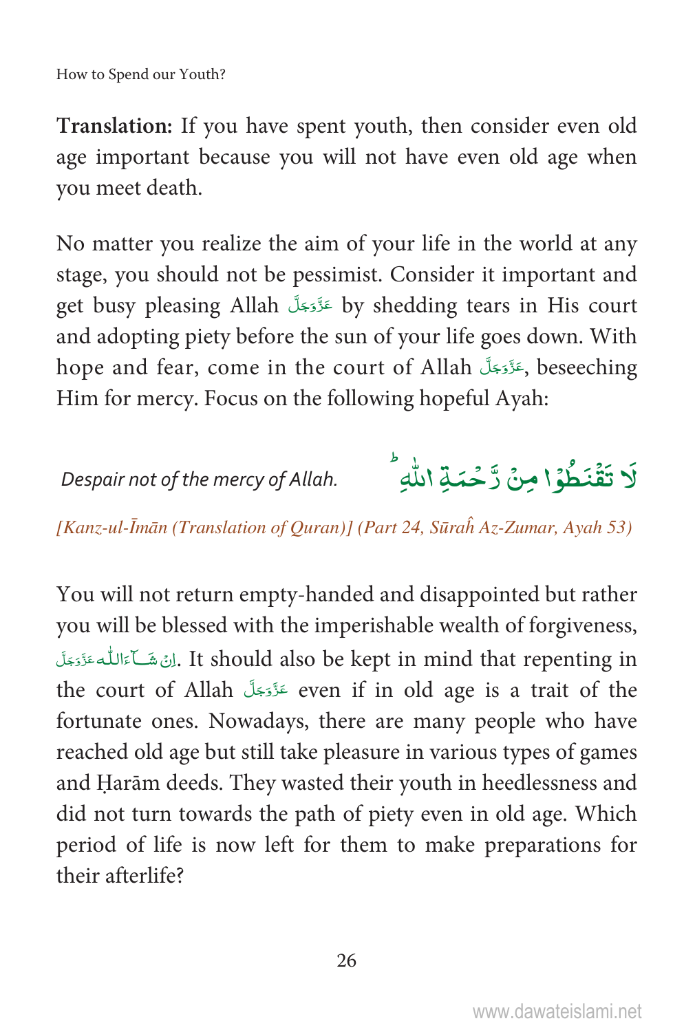**Translation:** If you have spent youth, then consider even old age important because you will not have even old age when you meet death.

No matter you realize the aim of your life in the world at any stage, you should not be pessimist. Consider it important and get busy pleasing Allah عَزَّوَجَلَّ by shedding tears in His court and adopting piety before the sun of your life goes down. With hope and fear, come in the court of Allah عَزَّوَجَلَّ, beseeching Him for mercy. Focus on the following hopeful Ayah:

لَا تَقْنَطُوْا مِنْ رَّحْمَةِ اللّٰهِ ؕ

*Despair not of the mercy of Allah.*

*[Kanz-ul-Īmān (Translation of Quran)] (Part 24, Sūraĥ Az-Zumar, Ayah 53)*

You will not return empty-handed and disappointed but rather you will be blessed with the imperishable wealth of forgiveness, اِنْ شَآءَاللّٰه عَزَّوَجَلَّ. It should also be kept in mind that repenting in the court of Allah عَزَّوَجَلَّ even if in old age is a trait of the fortunate ones. Nowadays, there are many people who have reached old age but still take pleasure in various types of games and Ḥarām deeds. They wasted their youth in heedlessness and did not turn towards the path of piety even in old age. Which period of life is now left for them to make preparations for their afterlife?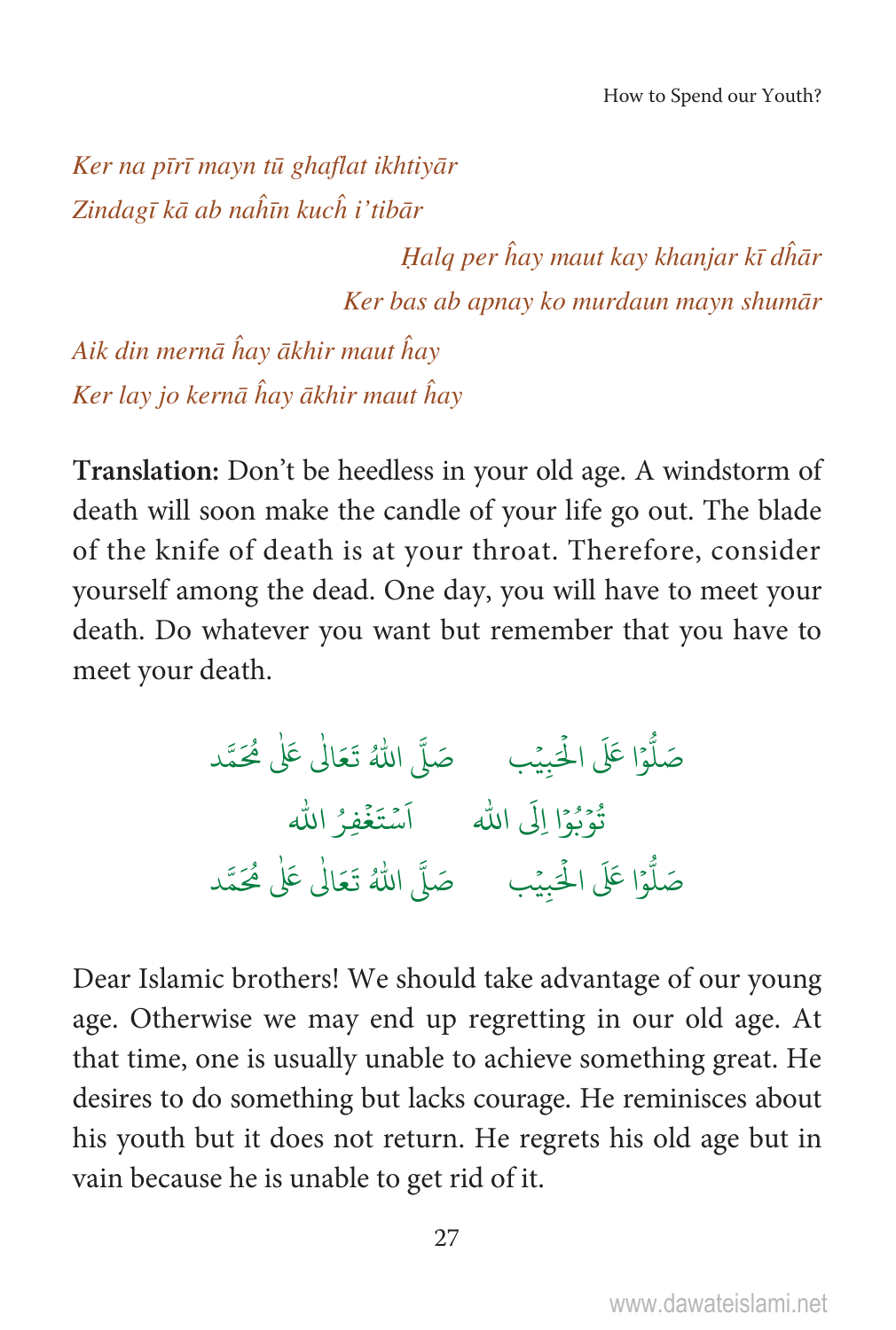*Ker na pīrī mayn tū ghaflat ikhtiyār*
*Zindagī kā ab naĥīn kucĥ i'tibār*

*Ḥalq per ĥay maut kay khanjar kī dĥār*
*Ker bas ab apnay ko murdaun mayn shumār*

*Aik din mernā ĥay ākhir maut ĥay*
*Ker lay jo kernā ĥay ākhir maut ĥay*

**Translation:** Don't be heedless in your old age. A windstorm of death will soon make the candle of your life go out. The blade of the knife of death is at your throat. Therefore, consider yourself among the dead. One day, you will have to meet your death. Do whatever you want but remember that you have to meet your death.

صَلُّوْا عَلَى الْحَبِیْب　　صَلَّى اللّٰهُ تَعَالٰى عَلٰى مُحَمَّد

تُوْبُوْا اِلَى الله　　اَسْتَغْفِرُ الله

صَلُّوْا عَلَى الْحَبِیْب　　صَلَّى اللّٰهُ تَعَالٰى عَلٰى مُحَمَّد

Dear Islamic brothers! We should take advantage of our young age. Otherwise we may end up regretting in our old age. At that time, one is usually unable to achieve something great. He desires to do something but lacks courage. He reminisces about his youth but it does not return. He regrets his old age but in vain because he is unable to get rid of it.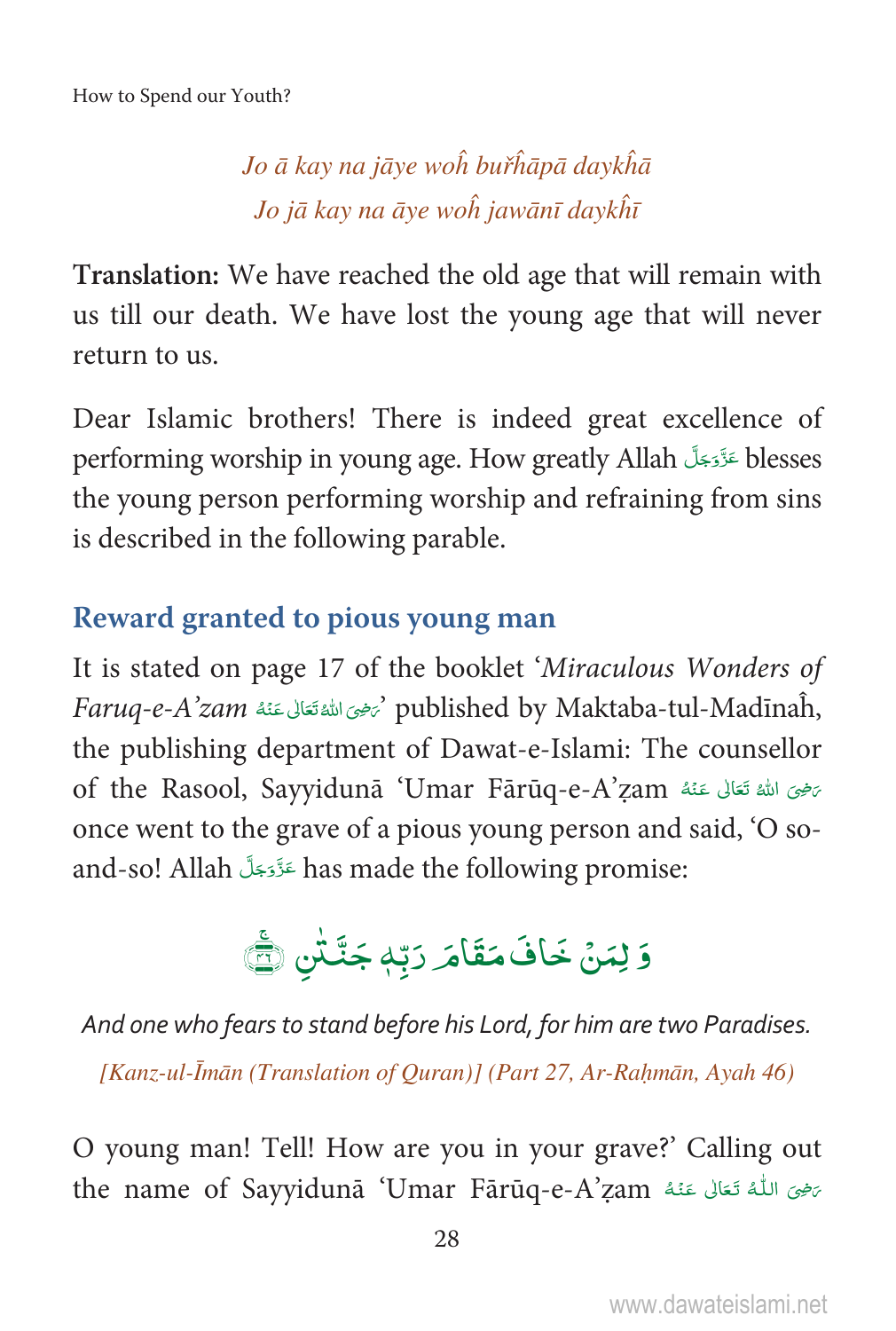*Jo ā kay na jāye woĥ buřĥāpā daykĥā*
*Jo jā kay na āye woĥ jawānī daykĥī*

**Translation:** We have reached the old age that will remain with us till our death. We have lost the young age that will never return to us.

Dear Islamic brothers! There is indeed great excellence of performing worship in young age. How greatly Allah عَزَّوَجَلَّ blesses the young person performing worship and refraining from sins is described in the following parable.

## Reward granted to pious young man

It is stated on page 17 of the booklet '*Miraculous Wonders of Faruq-e-A'zam* رَضِیَ اللّٰہُ تَعَالٰی عَنْہُ' published by Maktaba-tul-Madīnaĥ, the publishing department of Dawat-e-Islami: The counsellor of the Rasool, Sayyidunā 'Umar Fārūq-e-A'ẓam رَضِیَ اللّٰہُ تَعَالٰی عَنْہُ once went to the grave of a pious young person and said, 'O so-and-so! Allah عَزَّوَجَلَّ has made the following promise:

وَ لِمَنۡ خَافَ مَقَامَ رَبِّهٖ جَنَّتٰنِ ﴿۴۶﴾

*And one who fears to stand before his Lord, for him are two Paradises.*

*[Kanz-ul-Īmān (Translation of Quran)] (Part 27, Ar-Raḥmān, Ayah 46)*

O young man! Tell! How are you in your grave?' Calling out the name of Sayyidunā 'Umar Fārūq-e-A'ẓam رَضِیَ اللّٰہُ تَعَالٰی عَنْہُ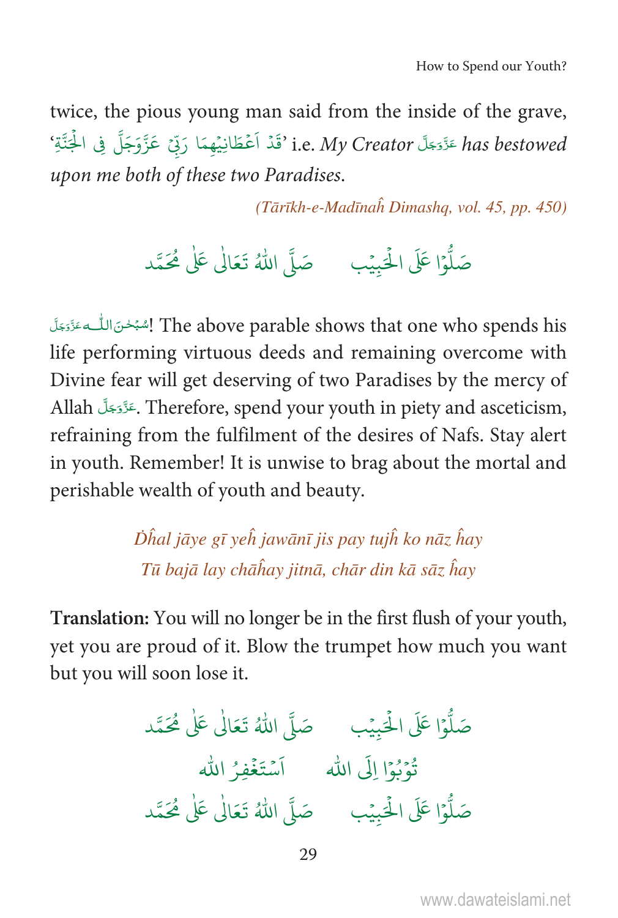twice, the pious young man said from the inside of the grave, 'قَدْ اَعْطَانِيْهِمَا رَبِّيْ عَزَّوَجَلَّ فِي الْجَنَّةِ' i.e. *My Creator* عَزَّوَجَلَّ *has bestowed upon me both of these two Paradises.*

*(Tārīkh-e-Madīnaĥ Dimashq, vol. 45, pp. 450)*

صَلُّوْا عَلَى الْحَبِيْب     صَلَّى اللّٰهُ تَعَالٰى عَلٰى مُحَمَّد

سُبْحٰنَ اللّٰه عَزَّوَجَلَّ! The above parable shows that one who spends his life performing virtuous deeds and remaining overcome with Divine fear will get deserving of two Paradises by the mercy of Allah عَزَّوَجَلَّ. Therefore, spend your youth in piety and asceticism, refraining from the fulfilment of the desires of Nafs. Stay alert in youth. Remember! It is unwise to brag about the mortal and perishable wealth of youth and beauty.

*Ḋĥal jāye gī yeĥ jawānī jis pay tujĥ ko nāz ĥay*
*Tū bajā lay chāĥay jitnā, chār din kā sāz ĥay*

**Translation:** You will no longer be in the first flush of your youth, yet you are proud of it. Blow the trumpet how much you want but you will soon lose it.

صَلُّوْا عَلَى الْحَبِيْب     صَلَّى اللّٰهُ تَعَالٰى عَلٰى مُحَمَّد

تُوْبُوْا اِلَى الله     اَسْتَغْفِرُ الله

صَلُّوْا عَلَى الْحَبِيْب     صَلَّى اللّٰهُ تَعَالٰى عَلٰى مُحَمَّد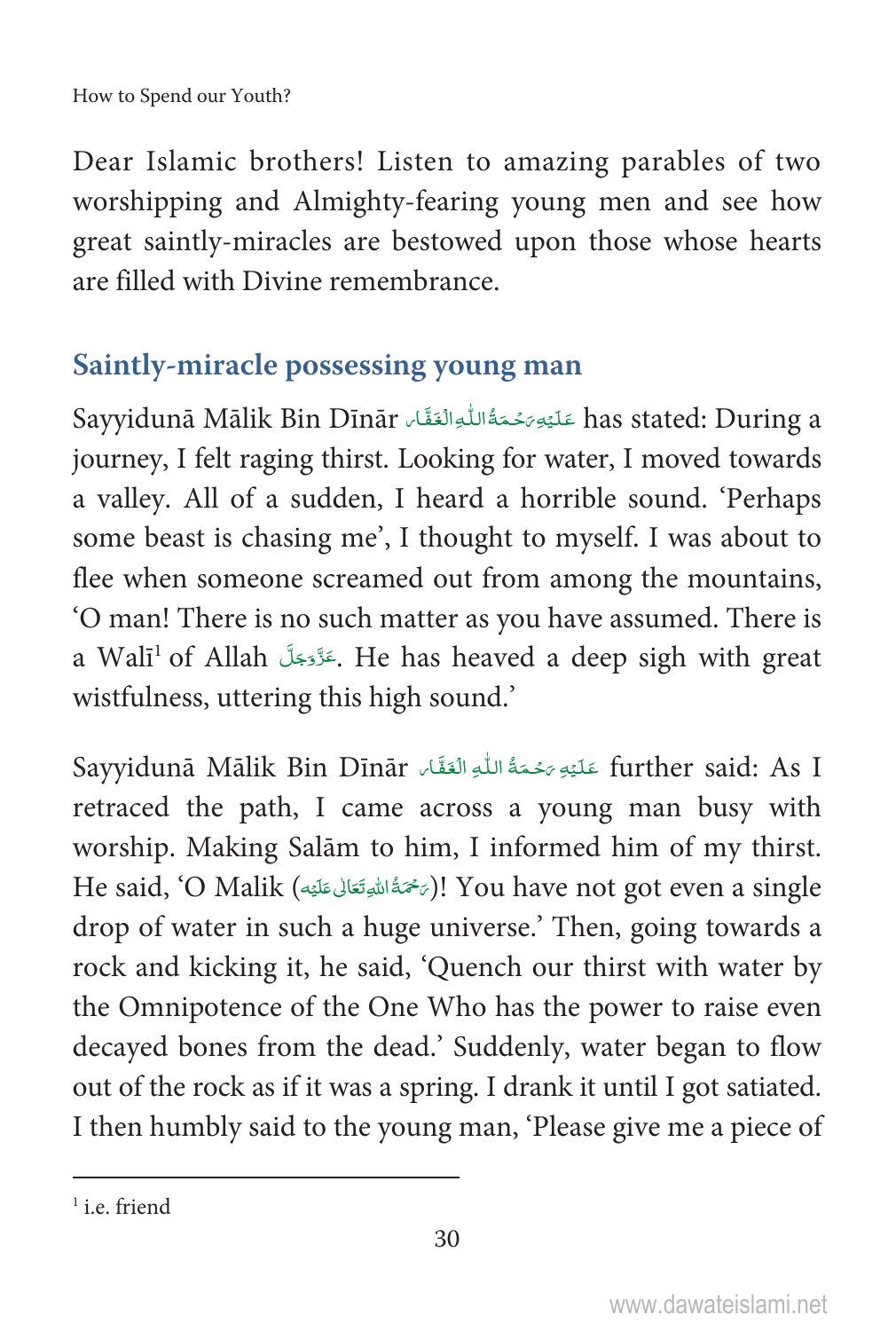Dear Islamic brothers! Listen to amazing parables of two worshipping and Almighty-fearing young men and see how great saintly-miracles are bestowed upon those whose hearts are filled with Divine remembrance.

## Saintly-miracle possessing young man

Sayyidunā Mālik Bin Dīnār عَلَیْہِ رَحْمَۃُ اللّٰہِ الْغَفَّار has stated: During a journey, I felt raging thirst. Looking for water, I moved towards a valley. All of a sudden, I heard a horrible sound. 'Perhaps some beast is chasing me', I thought to myself. I was about to flee when someone screamed out from among the mountains, 'O man! There is no such matter as you have assumed. There is a Walī[1] of Allah عَزَّوَجَلَّ. He has heaved a deep sigh with great wistfulness, uttering this high sound.'

Sayyidunā Mālik Bin Dīnār عَلَیْہِ رَحْمَۃُ اللّٰہِ الْغَفَّار further said: As I retraced the path, I came across a young man busy with worship. Making Salām to him, I informed him of my thirst. He said, 'O Malik (رَحْمَۃُ اللّٰہِ تَعَالٰی عَلَیْہ)! You have not got even a single drop of water in such a huge universe.' Then, going towards a rock and kicking it, he said, 'Quench our thirst with water by the Omnipotence of the One Who has the power to raise even decayed bones from the dead.' Suddenly, water began to flow out of the rock as if it was a spring. I drank it until I got satiated. I then humbly said to the young man, 'Please give me a piece of

---

[1] i.e. friend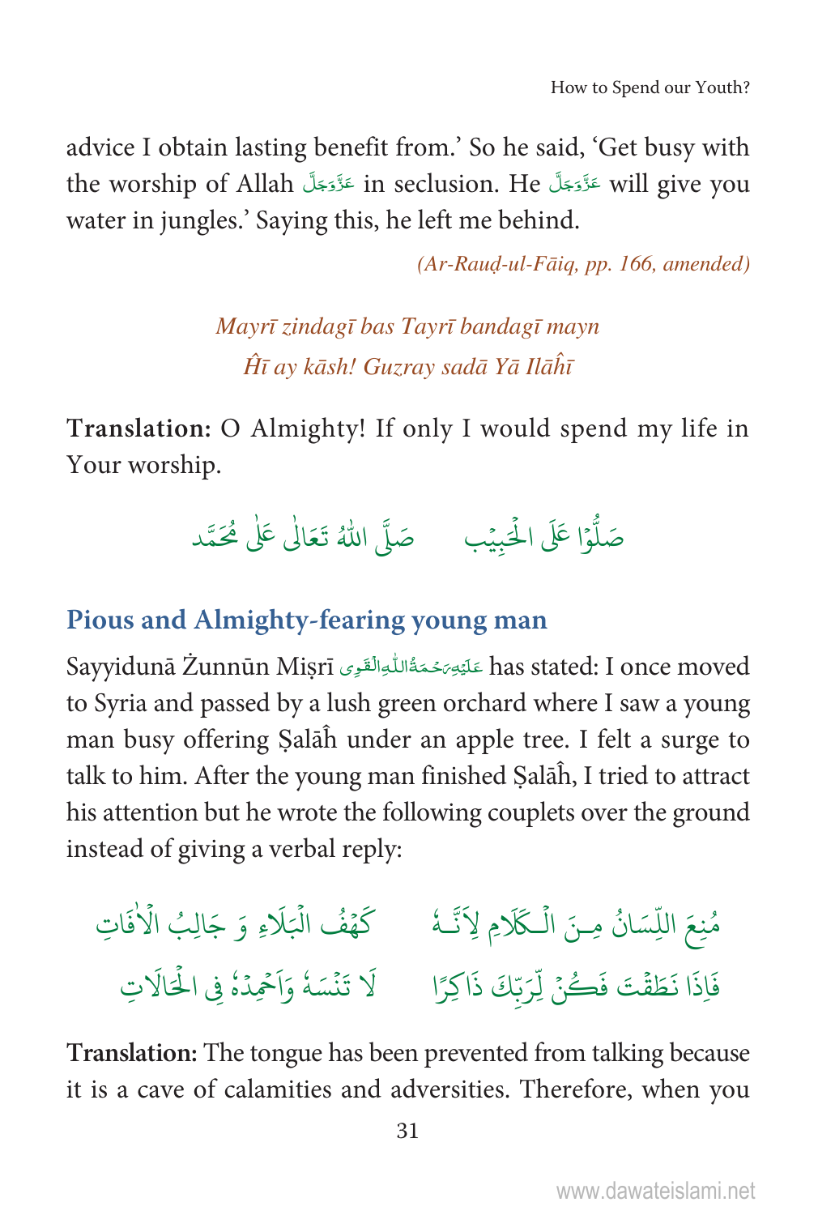advice I obtain lasting benefit from.' So he said, 'Get busy with the worship of Allah عَزَّوَجَلَّ in seclusion. He عَزَّوَجَلَّ will give you water in jungles.' Saying this, he left me behind.

*(Ar-Rauḍ-ul-Fāiq, pp. 166, amended)*

*Mayrī zindagī bas Tayrī bandagī mayn*
*Ĥī ay kāsh! Guzray sadā Yā Ilāĥī*

**Translation:** O Almighty! If only I would spend my life in Your worship.

صَلُّوْا عَلَى الْحَبِيْب     صَلَّى اللّٰهُ تَعَالٰى عَلٰى مُحَمَّد

## Pious and Almighty-fearing young man

Sayyidunā Żunnūn Miṣrī عَلَيْهِ رَحْمَةُ اللّٰهِ الْقَوِى has stated: I once moved to Syria and passed by a lush green orchard where I saw a young man busy offering Ṣalāĥ under an apple tree. I felt a surge to talk to him. After the young man finished Ṣalāĥ, I tried to attract his attention but he wrote the following couplets over the ground instead of giving a verbal reply:

مُنِعَ اللِّسَانُ مِنَ الْكَلَامِ لِاَنَّهٗ     كَهْفُ الْبَلَاءِ وَ جَالِبُ الْاٰفَاتِ
فَاِذَا نَطَقْتَ فَكُنْ لِّرَبِّكَ ذَاكِرًا     لَا تَنْسَهٗ وَاَحْمِدْهُ فِى الْحَالَاتِ

**Translation:** The tongue has been prevented from talking because it is a cave of calamities and adversities. Therefore, when you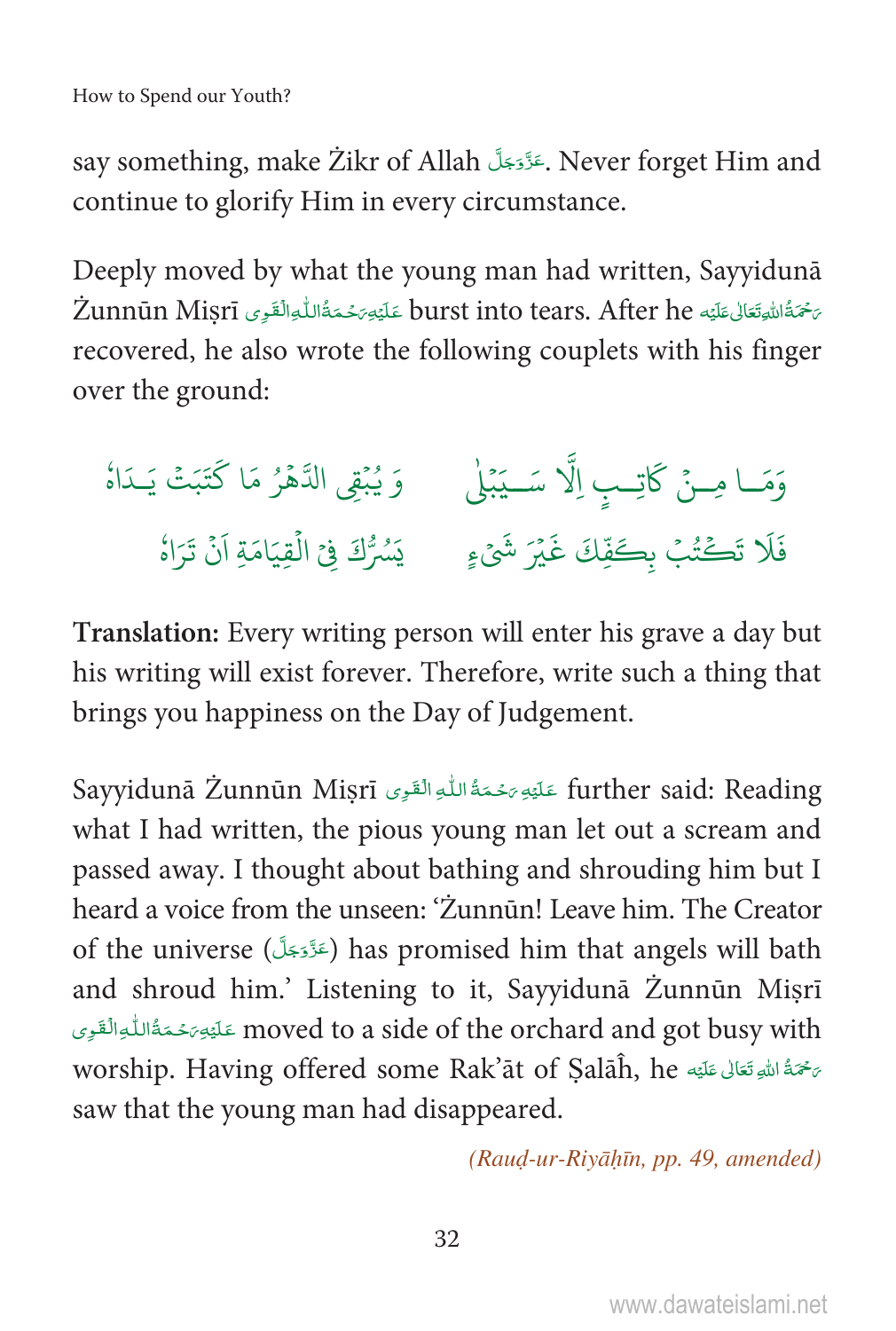say something, make Żikr of Allah عَزَّوَجَلَّ. Never forget Him and continue to glorify Him in every circumstance.

Deeply moved by what the young man had written, Sayyidunā Żunnūn Miṣrī عَلَيْهِ رَحْمَةُ اللّٰهِ الْقَوِى burst into tears. After he رَحْمَةُ اللّٰهِ تَعَالٰى عَلَيْه recovered, he also wrote the following couplets with his finger over the ground:

وَمَا مِنْ كَاتِبٍ اِلَّا سَيَبْلٰى  وَ يُبْقِى الدَّهْرُ مَا كَتَبَتْ يَدَاهُ

فَلَا تَكْتُبْ بِكَفِّكَ غَيْرَ شَىْءٍ  يَسُرُّكَ فِى الْقِيَامَةِ اَنْ تَرَاهُ

**Translation:** Every writing person will enter his grave a day but his writing will exist forever. Therefore, write such a thing that brings you happiness on the Day of Judgement.

Sayyidunā Żunnūn Miṣrī عَلَيْهِ رَحْمَةُ اللّٰهِ الْقَوِى further said: Reading what I had written, the pious young man let out a scream and passed away. I thought about bathing and shrouding him but I heard a voice from the unseen: 'Żunnūn! Leave him. The Creator of the universe (عَزَّوَجَلَّ) has promised him that angels will bath and shroud him.' Listening to it, Sayyidunā Żunnūn Miṣrī عَلَيْهِ رَحْمَةُ اللّٰهِ الْقَوِى moved to a side of the orchard and got busy with worship. Having offered some Rak'āt of Ṣalāĥ, he رَحْمَةُ اللّٰهِ تَعَالٰى عَلَيْه saw that the young man had disappeared.

*(Rauḍ-ur-Riyāḥīn, pp. 49, amended)*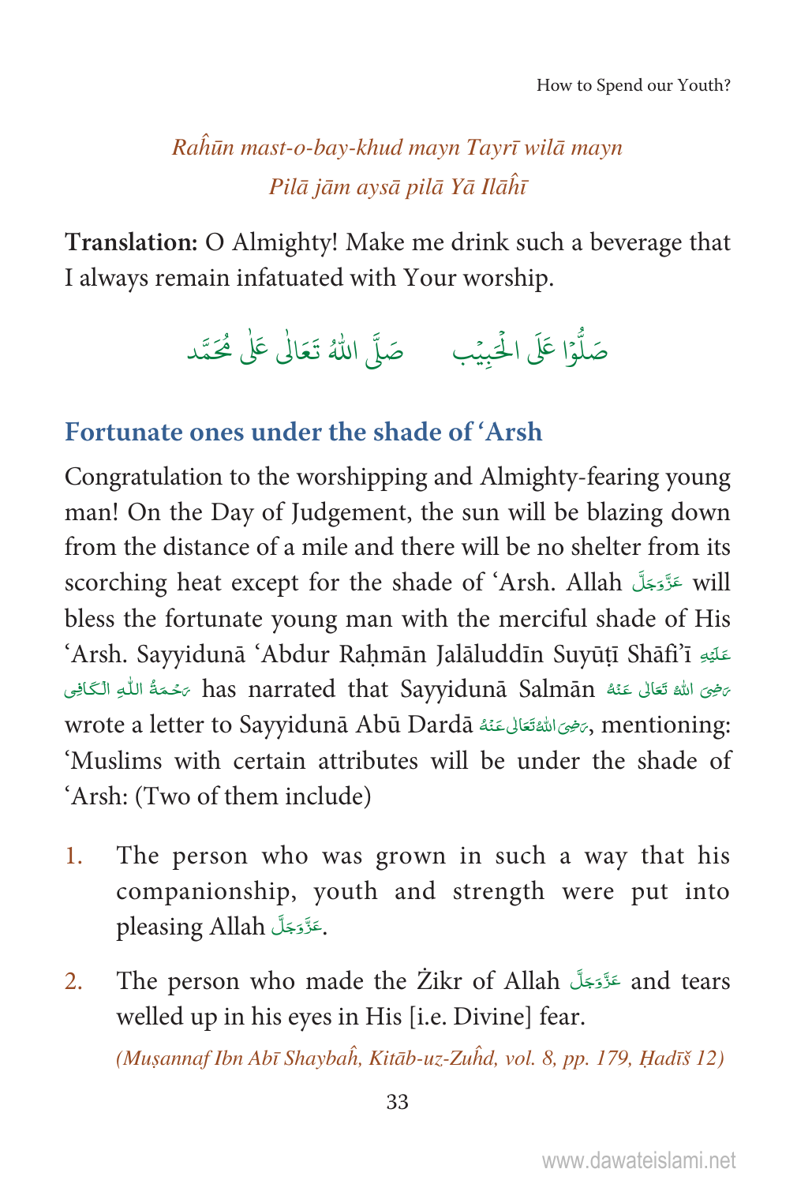*Raĥūn mast-o-bay-khud mayn Tayrī wilā mayn*
*Pilā jām aysā pilā Yā Ilāĥī*

**Translation:** O Almighty! Make me drink such a beverage that I always remain infatuated with Your worship.

صَلُّوْا عَلَى الْحَبِيْب صَلَّى اللّٰهُ تَعَالٰى عَلٰى مُحَمَّد

## Fortunate ones under the shade of 'Arsh

Congratulation to the worshipping and Almighty-fearing young man! On the Day of Judgement, the sun will be blazing down from the distance of a mile and there will be no shelter from its scorching heat except for the shade of 'Arsh. Allah عَزَّوَجَلَّ will bless the fortunate young man with the merciful shade of His 'Arsh. Sayyidunā 'Abdur Raḥmān Jalāluddīn Suyūṭī Shāfi'ī عَلَيْهِ رَحْمَةُ اللّٰهِ الْكَافِى has narrated that Sayyidunā Salmān رَضِىَ اللهُ تَعَالٰى عَنْهُ wrote a letter to Sayyidunā Abū Dardā رَضِىَ اللهُ تَعَالٰى عَنْهُ, mentioning: 'Muslims with certain attributes will be under the shade of 'Arsh: (Two of them include)

1. The person who was grown in such a way that his companionship, youth and strength were put into pleasing Allah عَزَّوَجَلَّ.
2. The person who made the Żikr of Allah عَزَّوَجَلَّ and tears welled up in his eyes in His [i.e. Divine] fear.

*(Muṣannaf Ibn Abī Shaybaĥ, Kitāb-uz-Zuĥd, vol. 8, pp. 179, Ḥadīš 12)*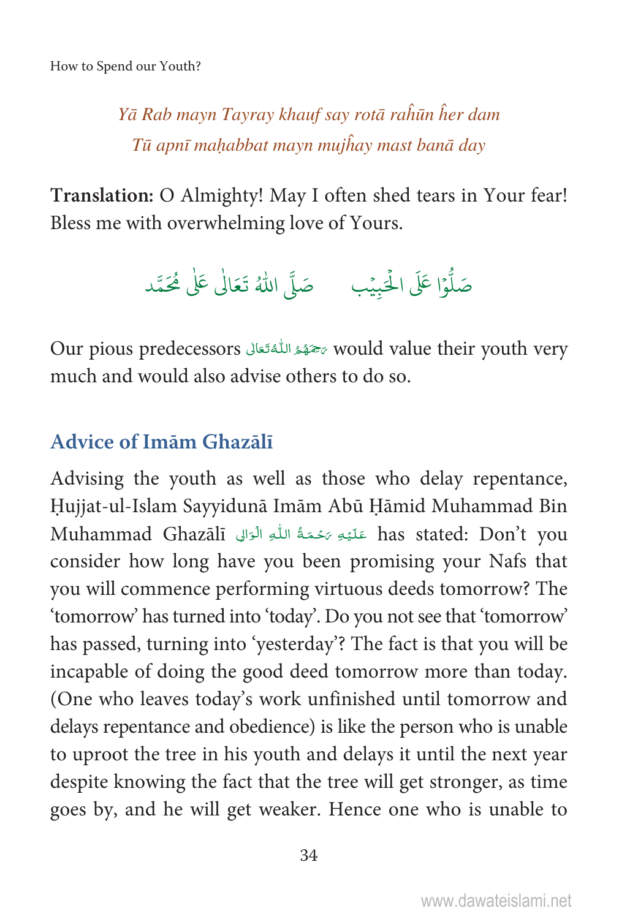*Yā Rab mayn Tayray khauf say rotā raĥūn ĥer dam*
*Tū apnī maḥabbat mayn mujĥay mast banā day*

**Translation:** O Almighty! May I often shed tears in Your fear! Bless me with overwhelming love of Yours.

صَلُّوۡا عَلَى الۡحَبِيۡب صَلَّى اللهُ تَعَالٰى عَلٰى مُحَمَّد

Our pious predecessors رَحِمَهُمُ اللّٰهُ تَعَالٰى would value their youth very much and would also advise others to do so.

## Advice of Imām Ghazālī

Advising the youth as well as those who delay repentance, Ḥujjat-ul-Islam Sayyidunā Imām Abū Ḥāmid Muhammad Bin Muhammad Ghazālī عَلَيۡهِ رَحۡمَةُ اللّٰهِ الۡوَالِى has stated: Don't you consider how long have you been promising your Nafs that you will commence performing virtuous deeds tomorrow? The 'tomorrow' has turned into 'today'. Do you not see that 'tomorrow' has passed, turning into 'yesterday'? The fact is that you will be incapable of doing the good deed tomorrow more than today. (One who leaves today's work unfinished until tomorrow and delays repentance and obedience) is like the person who is unable to uproot the tree in his youth and delays it until the next year despite knowing the fact that the tree will get stronger, as time goes by, and he will get weaker. Hence one who is unable to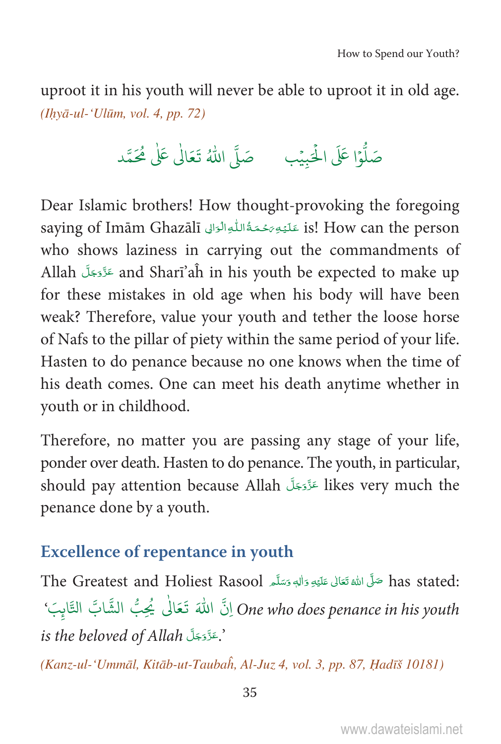uproot it in his youth will never be able to uproot it in old age. *(Iḥyā-ul-'Ulūm, vol. 4, pp. 72)*

صَلُّوْا عَلَى الْحَبِيْب     صَلَّى اللّٰهُ تَعَالٰى عَلٰى مُحَمَّد

Dear Islamic brothers! How thought-provoking the foregoing saying of Imām Ghazālī عَلَیْہِ رَحْمَۃُ اللّٰہِ الْوَالِی is! How can the person who shows laziness in carrying out the commandments of Allah عَزَّوَجَلَّ and Sharī'aĥ in his youth be expected to make up for these mistakes in old age when his body will have been weak? Therefore, value your youth and tether the loose horse of Nafs to the pillar of piety within the same period of your life. Hasten to do penance because no one knows when the time of his death comes. One can meet his death anytime whether in youth or in childhood.

Therefore, no matter you are passing any stage of your life, ponder over death. Hasten to do penance. The youth, in particular, should pay attention because Allah عَزَّوَجَلَّ likes very much the penance done by a youth.

## Excellence of repentance in youth

The Greatest and Holiest Rasool صَلَّی اللّٰہُ تَعَالٰی عَلَیْہِ وَاٰلِہٖ وَسَلَّم has stated: 'اِنَّ اللّٰهَ تَعَالٰى يُحِبُّ الشَّابَّ التَّائِبَ *One who does penance in his youth is the beloved of Allah* عَزَّوَجَلَّ.'

*(Kanz-ul-'Ummāl, Kitāb-ut-Taubaĥ, Al-Juz 4, vol. 3, pp. 87, Ḥadīš 10181)*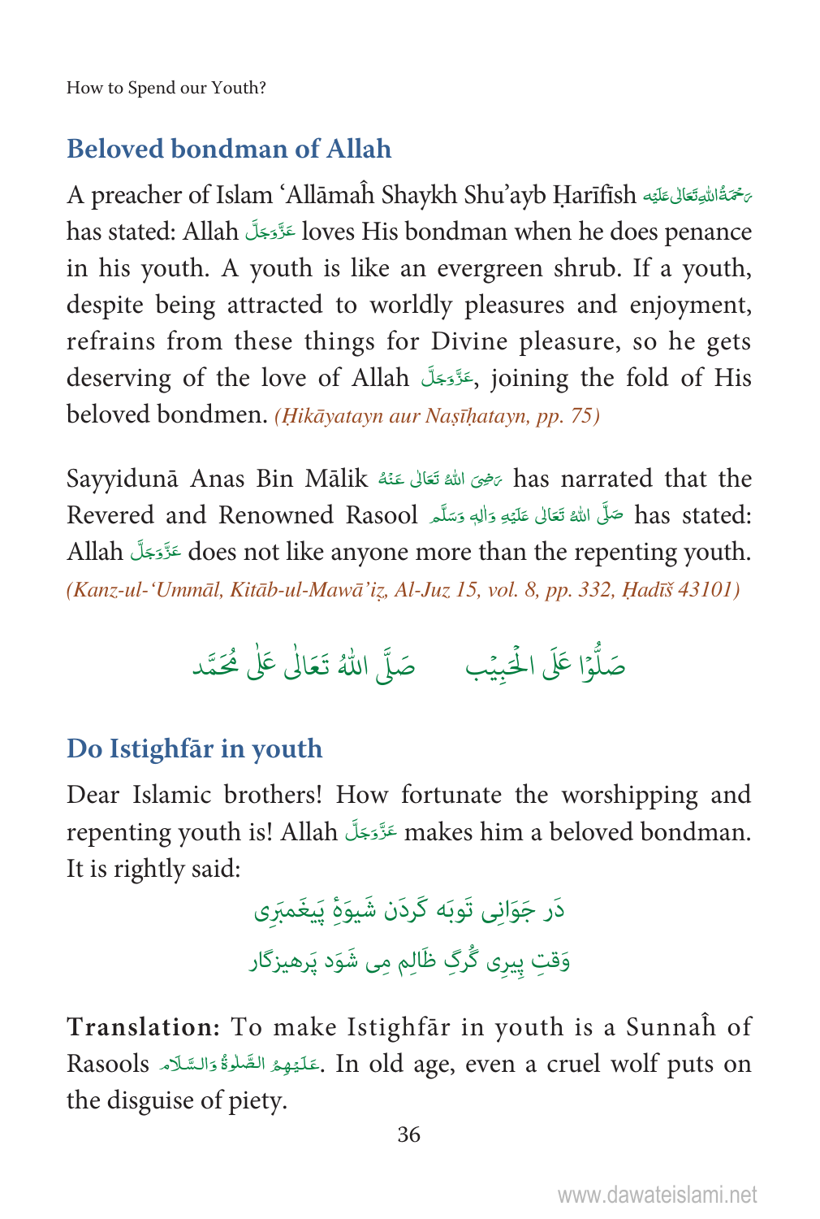## Beloved bondman of Allah

A preacher of Islam 'Allāmaĥ Shaykh Shu'ayb Ḥarīfīsh رَحْمَةُ اللهِ تَعَالٰی عَلَيْه has stated: Allah عَزَّوَجَلَّ loves His bondman when he does penance in his youth. A youth is like an evergreen shrub. If a youth, despite being attracted to worldly pleasures and enjoyment, refrains from these things for Divine pleasure, so he gets deserving of the love of Allah عَزَّوَجَلَّ, joining the fold of His beloved bondmen. *(Ḥikāyatayn aur Naṣīḥatayn, pp. 75)*

Sayyidunā Anas Bin Mālik رَضِىَ اللهُ تَعَالٰى عَنْهُ has narrated that the Revered and Renowned Rasool صَلَّى اللهُ تَعَالٰى عَلَيْهِ وَاٰلِهٖ وَسَلَّم has stated: Allah عَزَّوَجَلَّ does not like anyone more than the repenting youth. *(Kanz-ul-'Ummāl, Kitāb-ul-Mawā'iẓ, Al-Juz 15, vol. 8, pp. 332, Ḥadīš 43101)*

صَلُّوْا عَلَى الْحَبِيْب &nbsp;&nbsp;&nbsp; صَلَّى اللّٰهُ تَعَالٰى عَلٰى مُحَمَّد

## Do Istighfār in youth

Dear Islamic brothers! How fortunate the worshipping and repenting youth is! Allah عَزَّوَجَلَّ makes him a beloved bondman. It is rightly said:

دَر جَوَانِى تَوبَه كَردَن شَيوَهٔ پَيغَمبَرِى

وَقتِ پِيرِى گُرگِ ظَالِم مِى شَوَد پَرهيزگَار

**Translation:** To make Istighfār in youth is a Sunnaĥ of Rasools عَلَيْهِمُ الصَّلٰوةُ وَالسَّلَام. In old age, even a cruel wolf puts on the disguise of piety.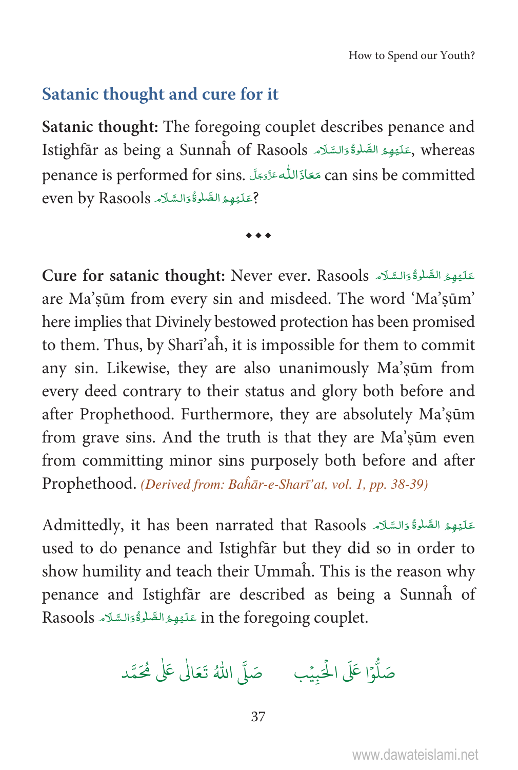## Satanic thought and cure for it

**Satanic thought:** The foregoing couplet describes penance and Istighfār as being a Sunnaĥ of Rasools عَلَيْهِمُ الصَّلٰوةُ وَالسَّلَام, whereas penance is performed for sins. مَعَاذَاللّٰه عَزَّوَجَلَّ can sins be committed even by Rasools عَلَيْهِمُ الصَّلٰوةُ وَالسَّلَام?

◆◆◆

**Cure for satanic thought:** Never ever. Rasools عَلَيْهِمُ الصَّلٰوةُ وَالسَّلَام are Ma'ṣūm from every sin and misdeed. The word 'Ma'ṣūm' here implies that Divinely bestowed protection has been promised to them. Thus, by Sharī'aĥ, it is impossible for them to commit any sin. Likewise, they are also unanimously Ma'ṣūm from every deed contrary to their status and glory both before and after Prophethood. Furthermore, they are absolutely Ma'ṣūm from grave sins. And the truth is that they are Ma'ṣūm even from committing minor sins purposely both before and after Prophethood. *(Derived from: Baĥār-e-Sharī'at, vol. 1, pp. 38-39)*

Admittedly, it has been narrated that Rasools عَلَيْهِمُ الصَّلٰوةُ وَالسَّلَام used to do penance and Istighfār but they did so in order to show humility and teach their Ummaĥ. This is the reason why penance and Istighfār are described as being a Sunnaĥ of Rasools عَلَيْهِمُ الصَّلٰوةُ وَالسَّلَام in the foregoing couplet.

صَلُّوْا عَلَى الْحَبِيْب صَلَّى اللّٰهُ تَعَالٰى عَلٰى مُحَمَّد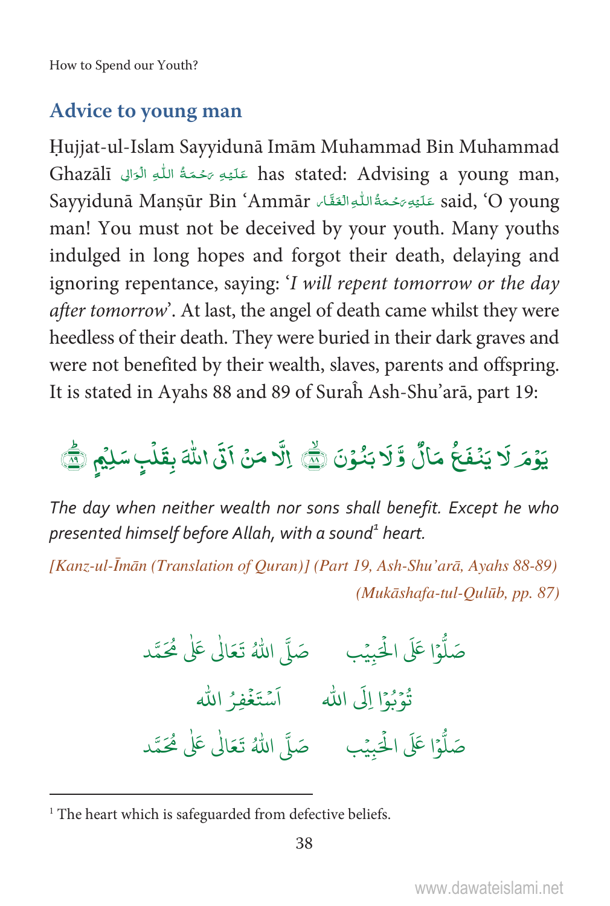## Advice to young man

Ḥujjat-ul-Islam Sayyidunā Imām Muhammad Bin Muhammad Ghazālī عَلَيْهِ رَحْمَةُ اللّٰهِ الْوَالِى has stated: Advising a young man, Sayyidunā Manṣūr Bin 'Ammār عَلَيْهِ رَحْمَةُ اللّٰهِ الْغَفَّار said, 'O young man! You must not be deceived by your youth. Many youths indulged in long hopes and forgot their death, delaying and ignoring repentance, saying: '*I will repent tomorrow or the day after tomorrow*'. At last, the angel of death came whilst they were heedless of their death. They were buried in their dark graves and were not benefited by their wealth, slaves, parents and offspring. It is stated in Ayahs 88 and 89 of Suraĥ Ash-Shu'arā, part 19:

يَوْمَ لَا يَنْفَعُ مَالٌ وَّلَا بَنُوْنَ ﴿۸۸﴾ اِلَّا مَنْ اَتَى اللّٰهَ بِقَلْبٍ سَلِيْمٍ ﴿۸۹﴾

*The day when neither wealth nor sons shall benefit. Except he who presented himself before Allah, with a sound[1] heart.*

*[Kanz-ul-Īmān (Translation of Quran)] (Part 19, Ash-Shu'arā, Ayahs 88-89)*

*(Mukāshafa-tul-Qulūb, pp. 87)*

صَلُّوْا عَلَى الْحَبِيْب صَلَّى اللّٰهُ تَعَالٰى عَلٰى مُحَمَّد

تُوْبُوْا اِلَى الله اَسْتَغْفِرُ الله

صَلُّوْا عَلَى الْحَبِيْب صَلَّى اللّٰهُ تَعَالٰى عَلٰى مُحَمَّد

---

[1] The heart which is safeguarded from defective beliefs.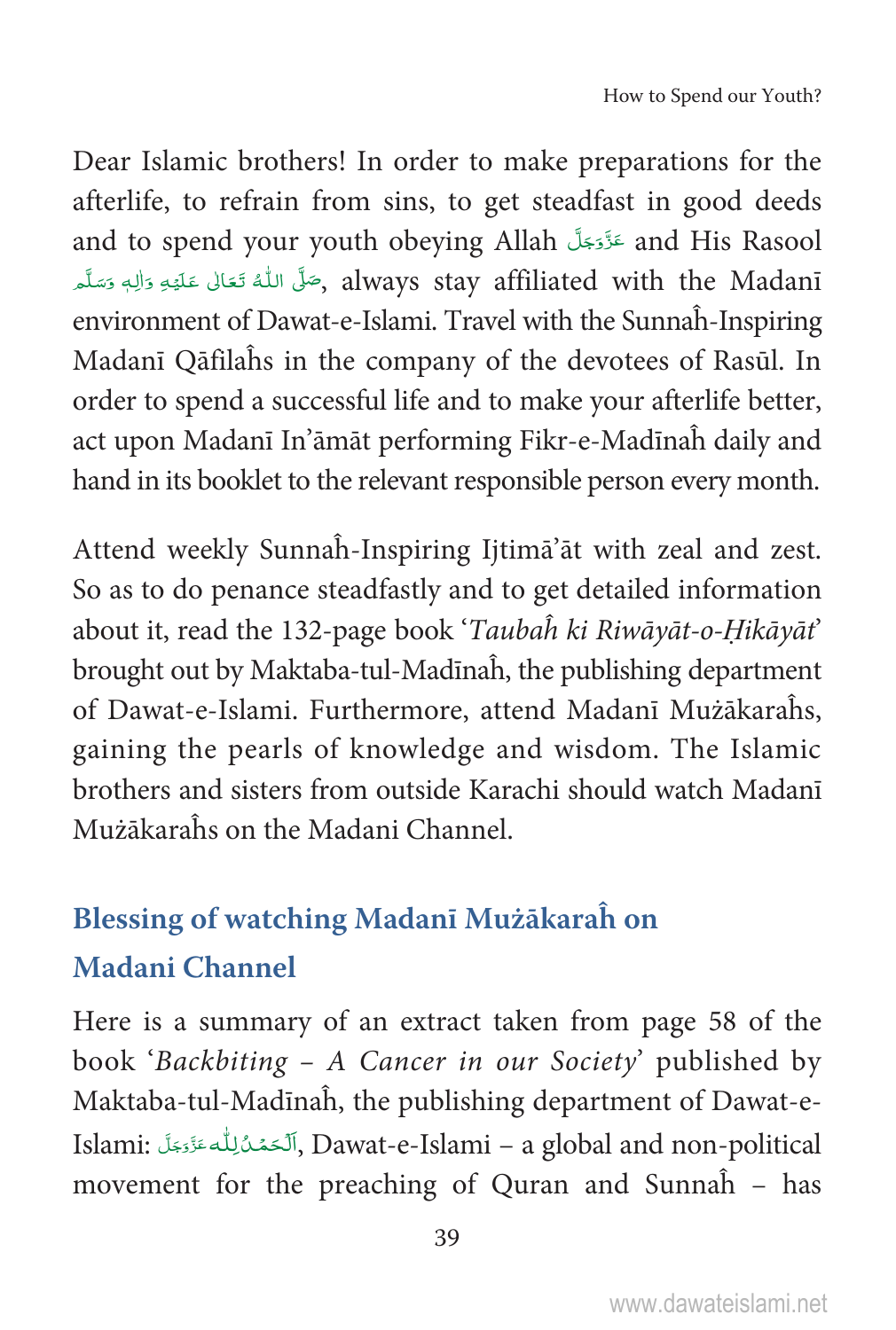Dear Islamic brothers! In order to make preparations for the afterlife, to refrain from sins, to get steadfast in good deeds and to spend your youth obeying Allah عَزَّوَجَلَّ and His Rasool صَلَّى اللّٰهُ تَعَالٰى عَلَيْهِ وَاٰلِهٖ وَسَلَّم, always stay affiliated with the Madanī environment of Dawat-e-Islami. Travel with the Sunnaĥ-Inspiring Madanī Qāfilaĥs in the company of the devotees of Rasūl. In order to spend a successful life and to make your afterlife better, act upon Madanī In'āmāt performing Fikr-e-Madīnaĥ daily and hand in its booklet to the relevant responsible person every month.

Attend weekly Sunnaĥ-Inspiring Ijtimā'āt with zeal and zest. So as to do penance steadfastly and to get detailed information about it, read the 132-page book '*Taubaĥ ki Riwāyāt-o-Ḥikāyāt*' brought out by Maktaba-tul-Madīnaĥ, the publishing department of Dawat-e-Islami. Furthermore, attend Madanī Mużākaraĥs, gaining the pearls of knowledge and wisdom. The Islamic brothers and sisters from outside Karachi should watch Madanī Mużākaraĥs on the Madani Channel.

## Blessing of watching Madanī Mużākaraĥ on Madani Channel

Here is a summary of an extract taken from page 58 of the book '*Backbiting – A Cancer in our Society*' published by Maktaba-tul-Madīnaĥ, the publishing department of Dawat-e-Islami: اَلْحَمْدُ لِلّٰه عَزَّوَجَلَّ, Dawat-e-Islami – a global and non-political movement for the preaching of Quran and Sunnaĥ – has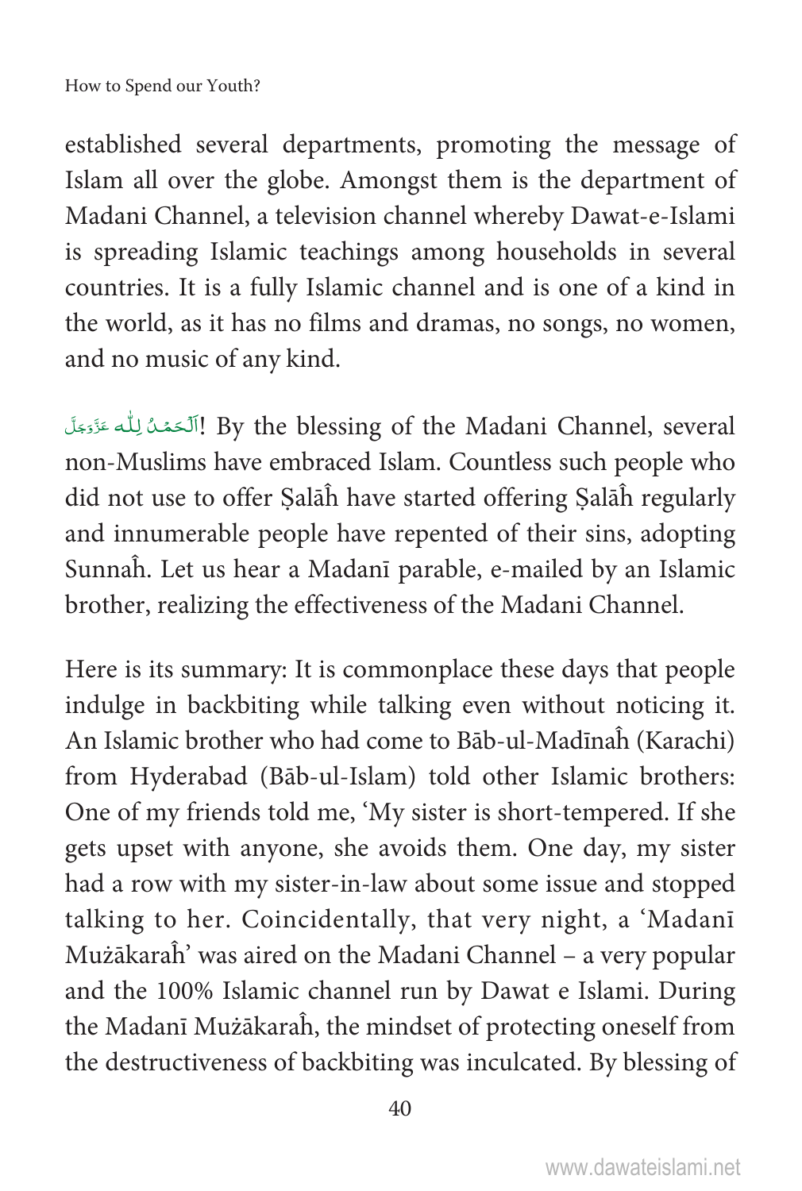established several departments, promoting the message of Islam all over the globe. Amongst them is the department of Madani Channel, a television channel whereby Dawat-e-Islami is spreading Islamic teachings among households in several countries. It is a fully Islamic channel and is one of a kind in the world, as it has no films and dramas, no songs, no women, and no music of any kind.

اَلۡحَمۡدُ لِلّٰه عَزَّوَجَلَّ! By the blessing of the Madani Channel, several non-Muslims have embraced Islam. Countless such people who did not use to offer Ṣalāĥ have started offering Ṣalāĥ regularly and innumerable people have repented of their sins, adopting Sunnaĥ. Let us hear a Madanī parable, e-mailed by an Islamic brother, realizing the effectiveness of the Madani Channel.

Here is its summary: It is commonplace these days that people indulge in backbiting while talking even without noticing it. An Islamic brother who had come to Bāb-ul-Madīnaĥ (Karachi) from Hyderabad (Bāb-ul-Islam) told other Islamic brothers: One of my friends told me, 'My sister is short-tempered. If she gets upset with anyone, she avoids them. One day, my sister had a row with my sister-in-law about some issue and stopped talking to her. Coincidentally, that very night, a 'Madanī Mużākaraĥ' was aired on the Madani Channel – a very popular and the 100% Islamic channel run by Dawat e Islami. During the Madanī Mużākaraĥ, the mindset of protecting oneself from the destructiveness of backbiting was inculcated. By blessing of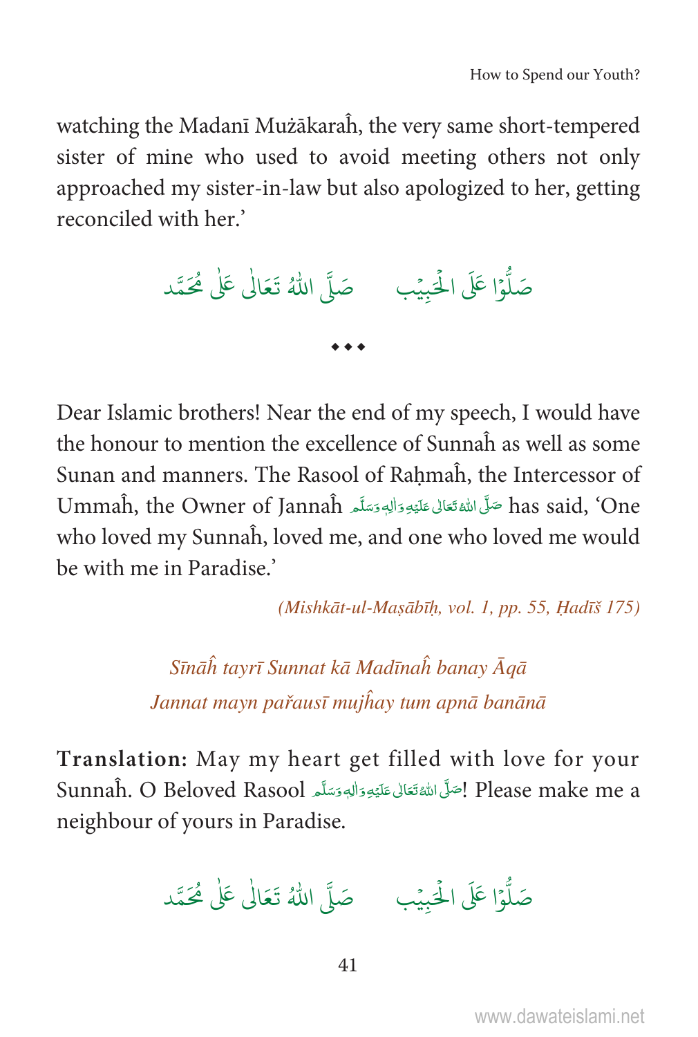watching the Madanī Mużākaraĥ, the very same short-tempered sister of mine who used to avoid meeting others not only approached my sister-in-law but also apologized to her, getting reconciled with her.'

صَلُّوْا عَلَى الْحَبِيْب     صَلَّى اللّٰهُ تَعَالٰى عَلٰى مُحَمَّد

◆◆◆

Dear Islamic brothers! Near the end of my speech, I would have the honour to mention the excellence of Sunnaĥ as well as some Sunan and manners. The Rasool of Raḥmaĥ, the Intercessor of Ummaĥ, the Owner of Jannaĥ صَلَّى اللّٰهُ تَعَالٰى عَلَيْهِ وَاٰلِهٖ وَسَلَّم has said, 'One who loved my Sunnaĥ, loved me, and one who loved me would be with me in Paradise.'

*(Mishkāt-ul-Maṣābīḥ, vol. 1, pp. 55, Ḥadīš 175)*

*Sīnāĥ tayrī Sunnat kā Madīnaĥ banay Āqā*
*Jannat mayn pařausī mujĥay tum apnā banānā*

**Translation:** May my heart get filled with love for your Sunnaĥ. O Beloved Rasool صَلَّى اللّٰهُ تَعَالٰى عَلَيْهِ وَاٰلِهٖ وَسَلَّم! Please make me a neighbour of yours in Paradise.

صَلُّوْا عَلَى الْحَبِيْب     صَلَّى اللّٰهُ تَعَالٰى عَلٰى مُحَمَّد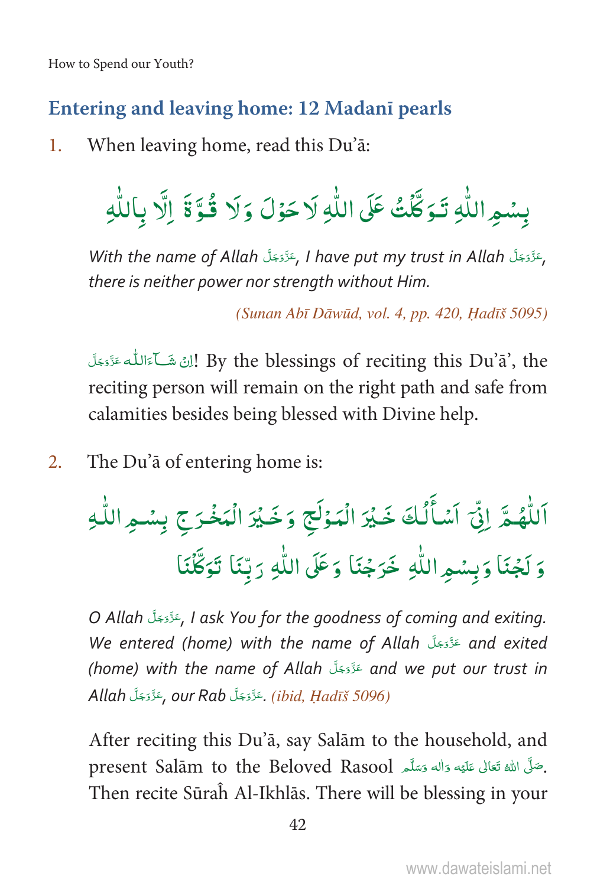## Entering and leaving home: 12 Madanī pearls

1. When leaving home, read this Du'ā:

بِسْمِ اللّٰهِ تَوَكَّلْتُ عَلَى اللّٰهِ لَا حَوْلَ وَلَا قُوَّةَ اِلَّا بِاللّٰهِ

*With the name of Allah عَزَّوَجَلَّ, I have put my trust in Allah عَزَّوَجَلَّ, there is neither power nor strength without Him.*

*(Sunan Abī Dāwūd, vol. 4, pp. 420, Ḥadīš 5095)*

اِنْ شَآءَاللّٰه عَزَّوَجَلَّ! By the blessings of reciting this Du'ā', the reciting person will remain on the right path and safe from calamities besides being blessed with Divine help.

2. The Du'ā of entering home is:

اَللّٰهُمَّ اِنِّیْ اَسْأَلُكَ خَيْرَ الْمَوْلَجِ وَخَيْرَ الْمَخْرَجِ بِسْمِ اللّٰهِ وَلَجْنَا وَبِسْمِ اللّٰهِ خَرَجْنَا وَعَلَى اللّٰهِ رَبِّنَا تَوَكَّلْنَا

*O Allah عَزَّوَجَلَّ, I ask You for the goodness of coming and exiting. We entered (home) with the name of Allah عَزَّوَجَلَّ and exited (home) with the name of Allah عَزَّوَجَلَّ and we put our trust in Allah عَزَّوَجَلَّ, our Rab عَزَّوَجَلَّ. (ibid, Ḥadīš 5096)*

After reciting this Du'ā, say Salām to the household, and present Salām to the Beloved Rasool صَلَّى اللّٰهُ تَعَالٰى عَلَيْهِ وَاٰلِهٖ وَسَلَّم. Then recite Sūraĥ Al-Ikhlās. There will be blessing in your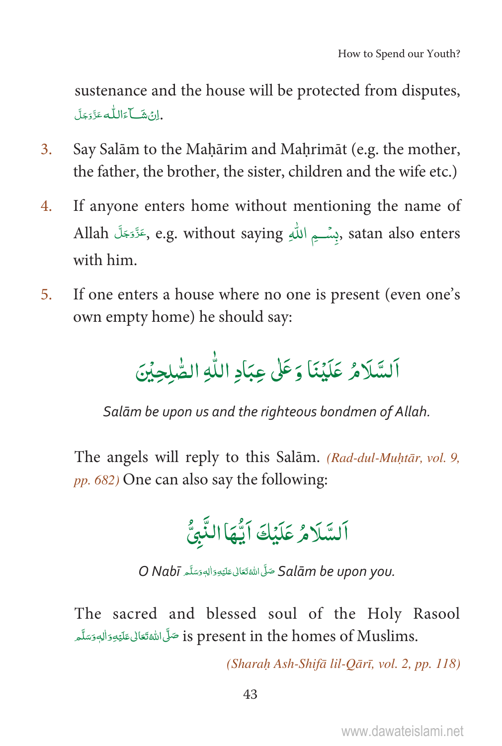sustenance and the house will be protected from disputes, اِنْ شَآءَاللّٰہ عَزَّوَجَلَّ.

3. Say Salām to the Maḥārim and Maḥrimāt (e.g. the mother, the father, the brother, the sister, children and the wife etc.)

4. If anyone enters home without mentioning the name of Allah عَزَّوَجَلَّ, e.g. without saying بِسْمِ اللّٰهِ, satan also enters with him.

5. If one enters a house where no one is present (even one's own empty home) he should say:

اَلسَّلَامُ عَلَيْنَا وَعَلٰى عِبَادِ اللّٰهِ الصّٰلِحِيْنَ

*Salām be upon us and the righteous bondmen of Allah.*

The angels will reply to this Salām. *(Rad-dul-Muḥtār, vol. 9, pp. 682)* One can also say the following:

اَلسَّلَامُ عَلَيْكَ اَيُّهَا النَّبِيُّ

*O Nabī* صَلَّى اللّٰهُ تَعَالٰى عَلَيْهِ وَاٰلِهٖ وَسَلَّم *Salām be upon you.*

The sacred and blessed soul of the Holy Rasool صَلَّى اللّٰهُ تَعَالٰى عَلَيْهِ وَاٰلِهٖ وَسَلَّم is present in the homes of Muslims.

*(Sharaḥ Ash-Shifā lil-Qārī, vol. 2, pp. 118)*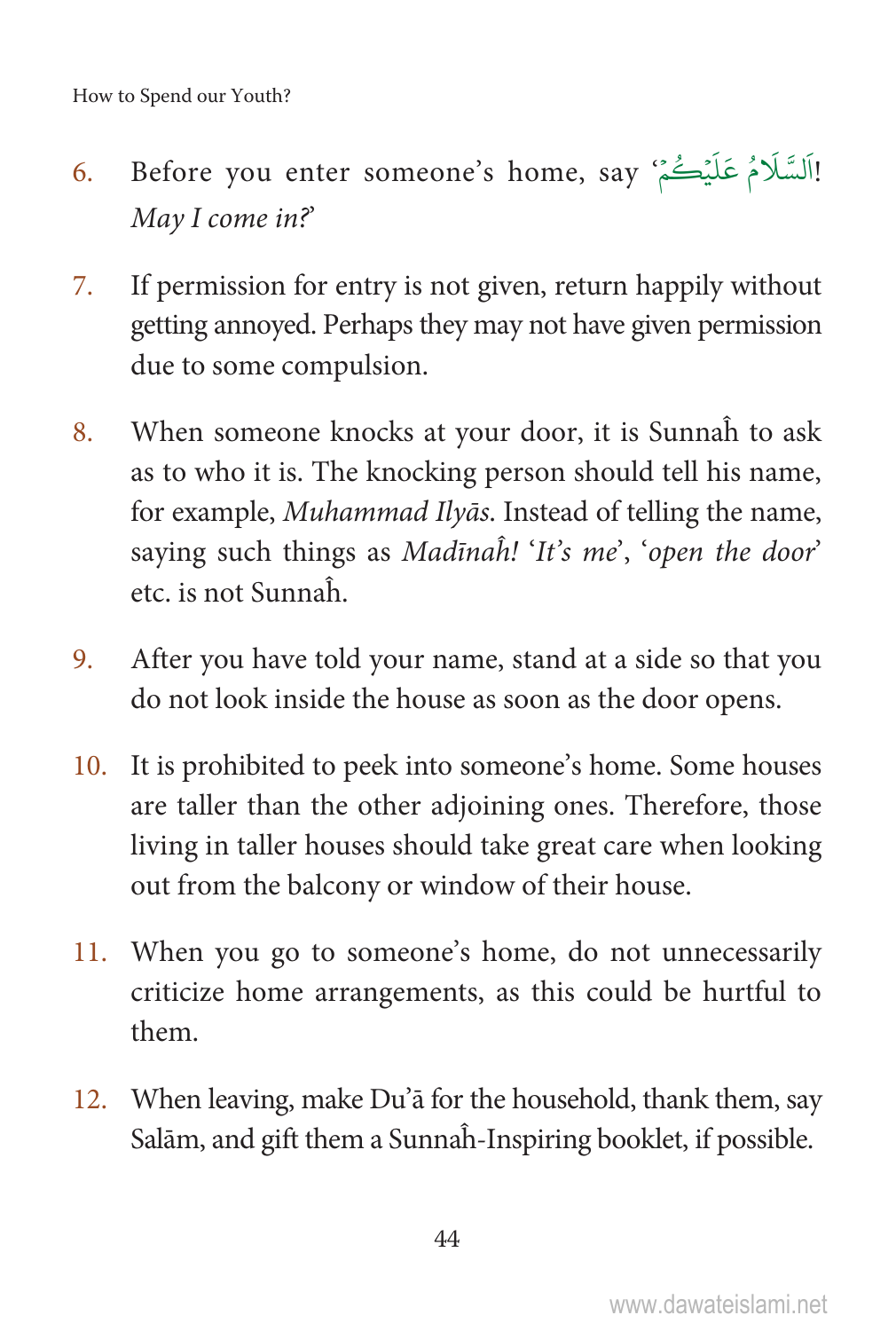6. Before you enter someone's home, say 'اَلسَّلَامُ عَلَيْكُمْ! *May I come in?*'

7. If permission for entry is not given, return happily without getting annoyed. Perhaps they may not have given permission due to some compulsion.

8. When someone knocks at your door, it is Sunnaĥ to ask as to who it is. The knocking person should tell his name, for example, *Muhammad Ilyās*. Instead of telling the name, saying such things as *Madīnaĥ!* '*It's me*', '*open the door*' etc. is not Sunnaĥ.

9. After you have told your name, stand at a side so that you do not look inside the house as soon as the door opens.

10. It is prohibited to peek into someone's home. Some houses are taller than the other adjoining ones. Therefore, those living in taller houses should take great care when looking out from the balcony or window of their house.

11. When you go to someone's home, do not unnecessarily criticize home arrangements, as this could be hurtful to them.

12. When leaving, make Du'ā for the household, thank them, say Salām, and gift them a Sunnaĥ-Inspiring booklet, if possible.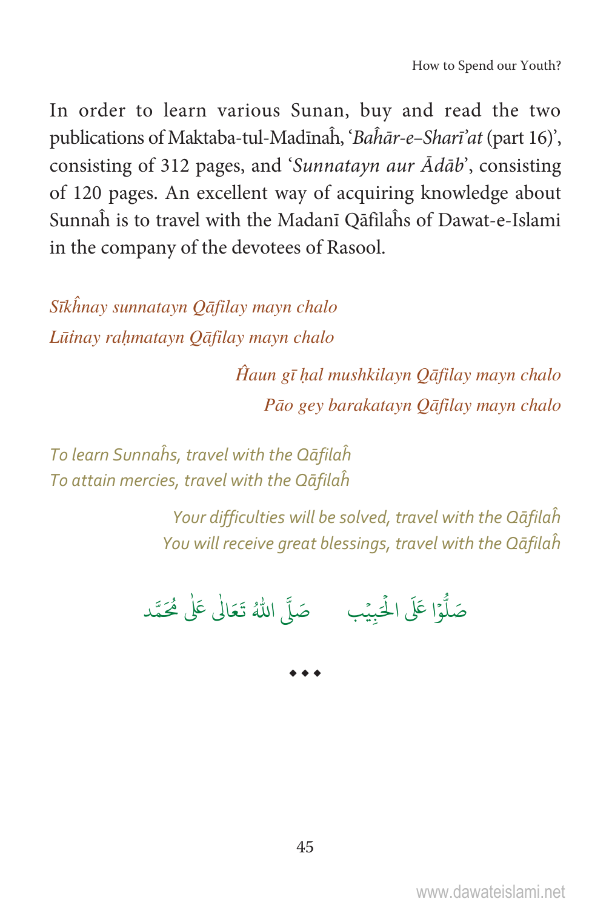In order to learn various Sunan, buy and read the two publications of Maktaba-tul-Madīnaĥ, '*Baĥār-e–Sharī'at* (part 16)', consisting of 312 pages, and '*Sunnatayn aur Ādāb*', consisting of 120 pages. An excellent way of acquiring knowledge about Sunnaĥ is to travel with the Madanī Qāfilaĥs of Dawat-e-Islami in the company of the devotees of Rasool.

*Sīkĥnay sunnatayn Qāfilay mayn chalo*
*Lūṭnay raḥmatayn Qāfilay mayn chalo*

*Ĥaun gī ḥal mushkilayn Qāfilay mayn chalo*
*Pāo gey barakatayn Qāfilay mayn chalo*

*To learn Sunnaĥs, travel with the Qāfilaĥ*
*To attain mercies, travel with the Qāfilaĥ*

*Your difficulties will be solved, travel with the Qāfilaĥ*
*You will receive great blessings, travel with the Qāfilaĥ*

صَلُّوْا عَلَى الْحَبِيْب　　صَلَّى اللّٰهُ تَعَالٰى عَلٰى مُحَمَّد

◆ ◆ ◆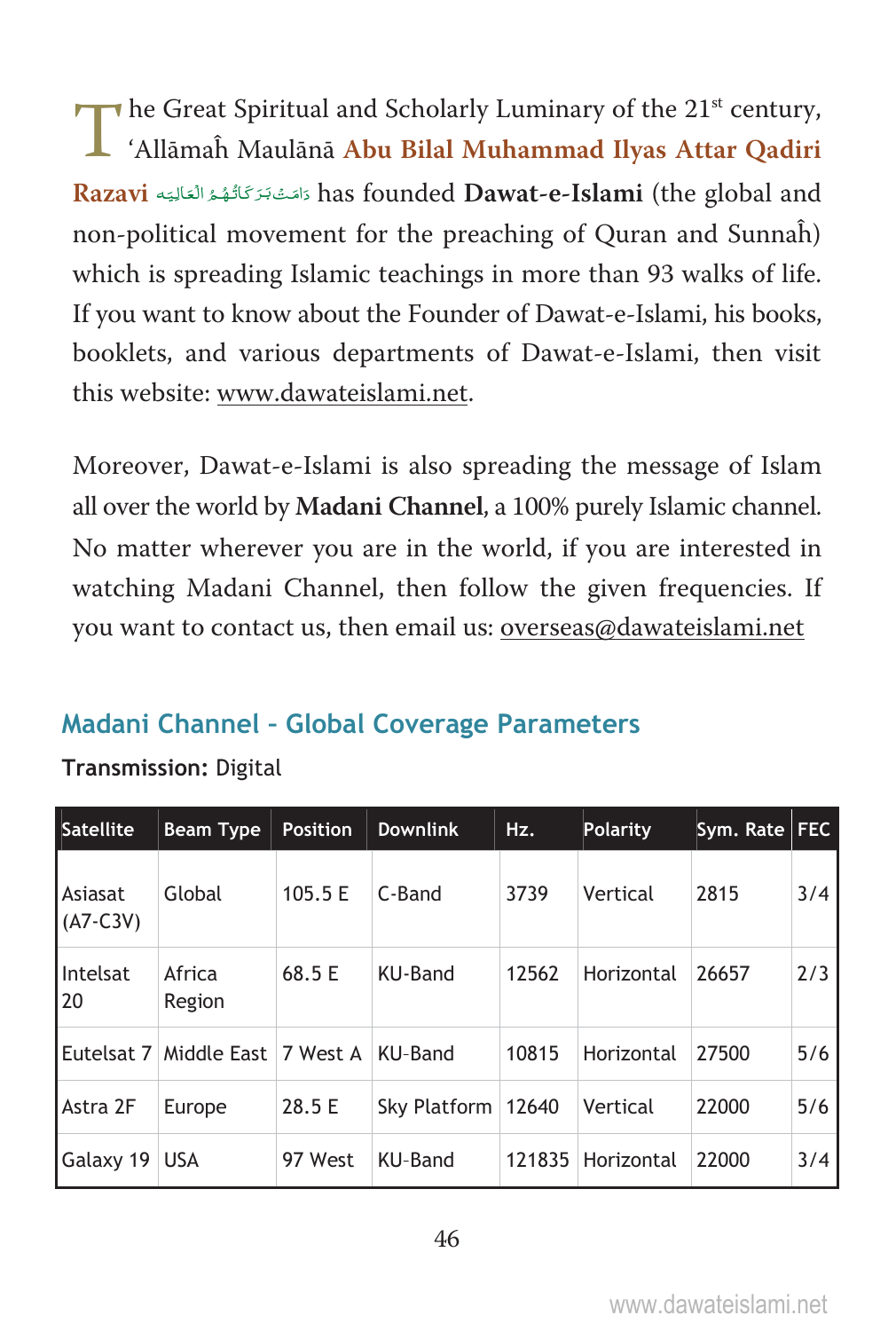The Great Spiritual and Scholarly Luminary of the 21st century, ‘Allāmaĥ Maulānā **Abu Bilal Muhammad Ilyas Attar Qadiri Razavi** دَامَتْ بَرَكَاتُهُمُ الْعَالِيَه has founded **Dawat-e-Islami** (the global and non-political movement for the preaching of Quran and Sunnaĥ) which is spreading Islamic teachings in more than 93 walks of life. If you want to know about the Founder of Dawat-e-Islami, his books, booklets, and various departments of Dawat-e-Islami, then visit this website: www.dawateislami.net.

Moreover, Dawat-e-Islami is also spreading the message of Islam all over the world by **Madani Channel**, a 100% purely Islamic channel. No matter wherever you are in the world, if you are interested in watching Madani Channel, then follow the given frequencies. If you want to contact us, then email us: overseas@dawateislami.net

## Madani Channel - Global Coverage Parameters

**Transmission:** Digital

| Satellite | Beam Type | Position | Downlink | Hz. | Polarity | Sym. Rate | FEC |
|---|---|---|---|---|---|---|---|
| Asiasat (A7-C3V) | Global | 105.5 E | C-Band | 3739 | Vertical | 2815 | 3/4 |
| Intelsat 20 | Africa Region | 68.5 E | KU-Band | 12562 | Horizontal | 26657 | 2/3 |
| Eutelsat 7 | Middle East | 7 West A | KU-Band | 10815 | Horizontal | 27500 | 5/6 |
| Astra 2F | Europe | 28.5 E | Sky Platform | 12640 | Vertical | 22000 | 5/6 |
| Galaxy 19 | USA | 97 West | KU-Band | 121835 | Horizontal | 22000 | 3/4 |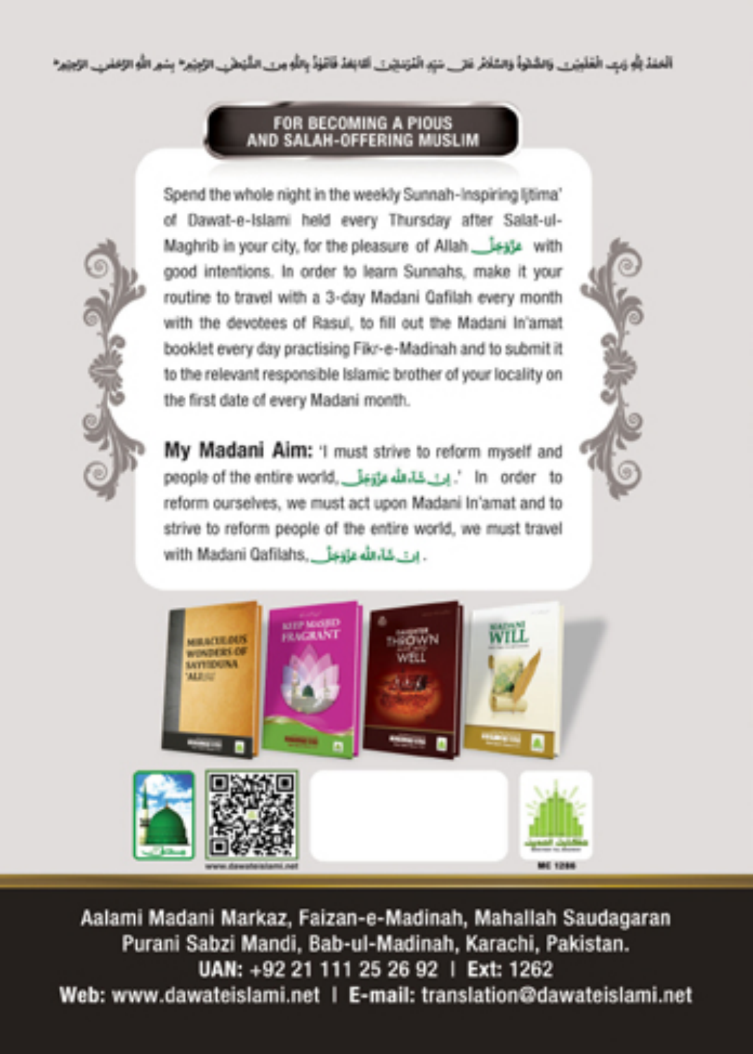اَلْحَمْدُ لِلّٰهِ رَبِّ الْعٰلَمِيْنَ وَالصَّلٰوةُ وَالسَّلَامُ عَلٰى سَيِّدِ الْمُرْسَلِيْنَ اَمَّا بَعْدُ فَاَعُوْذُ بِاللّٰهِ مِنَ الشَّيْطٰنِ الرَّجِيْمِ ؕ بِسْمِ اللّٰهِ الرَّحْمٰنِ الرَّحِيْمِ ؕ

## FOR BECOMING A PIOUS AND SALAH-OFFERING MUSLIM

Spend the whole night in the weekly Sunnah-Inspiring Ijtima' of Dawat-e-Islami held every Thursday after Salat-ul-Maghrib in your city, for the pleasure of Allah عَزَّوَجَلَّ with good intentions. In order to learn Sunnahs, make it your routine to travel with a 3-day Madani Qafilah every month with the devotees of Rasul, to fill out the Madani In'amat booklet every day practising Fikr-e-Madinah and to submit it to the relevant responsible Islamic brother of your locality on the first date of every Madani month.

**My Madani Aim:** 'I must strive to reform myself and people of the entire world, اِنْ شَآءَ اللہ عَزَّوَجَلَّ.' In order to reform ourselves, we must act upon Madani In'amat and to strive to reform people of the entire world, we must travel with Madani Qafilahs, اِنْ شَآءَ اللہ عَزَّوَجَلَّ.

www.dawateislami.net

MC 1266

Aalami Madani Markaz, Faizan-e-Madinah, Mahallah Saudagaran Purani Sabzi Mandi, Bab-ul-Madinah, Karachi, Pakistan.
UAN: +92 21 111 25 26 92 | Ext: 1262
Web: www.dawateislami.net | E-mail: translation@dawateislami.net